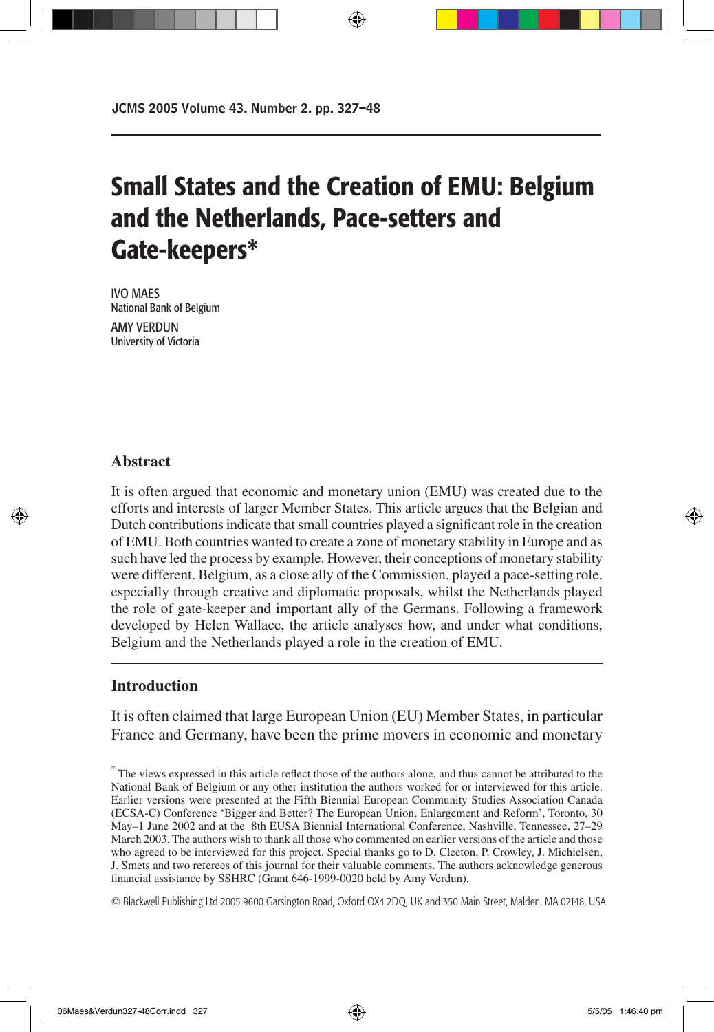# Small States and the Creation of EMU: Belgium and the Netherlands, Pace-setters and Gate-keepers*

IVO MAES
National Bank of Belgium

AMY VERDUN
University of Victoria

## Abstract

It is often argued that economic and monetary union (EMU) was created due to the efforts and interests of larger Member States. This article argues that the Belgian and Dutch contributions indicate that small countries played a significant role in the creation of EMU. Both countries wanted to create a zone of monetary stability in Europe and as such have led the process by example. However, their conceptions of monetary stability were different. Belgium, as a close ally of the Commission, played a pace-setting role, especially through creative and diplomatic proposals, whilst the Netherlands played the role of gate-keeper and important ally of the Germans. Following a framework developed by Helen Wallace, the article analyses how, and under what conditions, Belgium and the Netherlands played a role in the creation of EMU.

## Introduction

It is often claimed that large European Union (EU) Member States, in particular France and Germany, have been the prime movers in economic and monetary

* The views expressed in this article reflect those of the authors alone, and thus cannot be attributed to the National Bank of Belgium or any other institution the authors worked for or interviewed for this article. Earlier versions were presented at the Fifth Biennial European Community Studies Association Canada (ECSA-C) Conference 'Bigger and Better? The European Union, Enlargement and Reform', Toronto, 30 May–1 June 2002 and at the 8th EUSA Biennial International Conference, Nashville, Tennessee, 27–29 March 2003. The authors wish to thank all those who commented on earlier versions of the article and those who agreed to be interviewed for this project. Special thanks go to D. Cleeton, P. Crowley, J. Michielsen, J. Smets and two referees of this journal for their valuable comments. The authors acknowledge generous financial assistance by SSHRC (Grant 646-1999-0020 held by Amy Verdun).

© Blackwell Publishing Ltd 2005 9600 Garsington Road, Oxford OX4 2DQ, UK and 350 Main Street, Malden, MA 02148, USA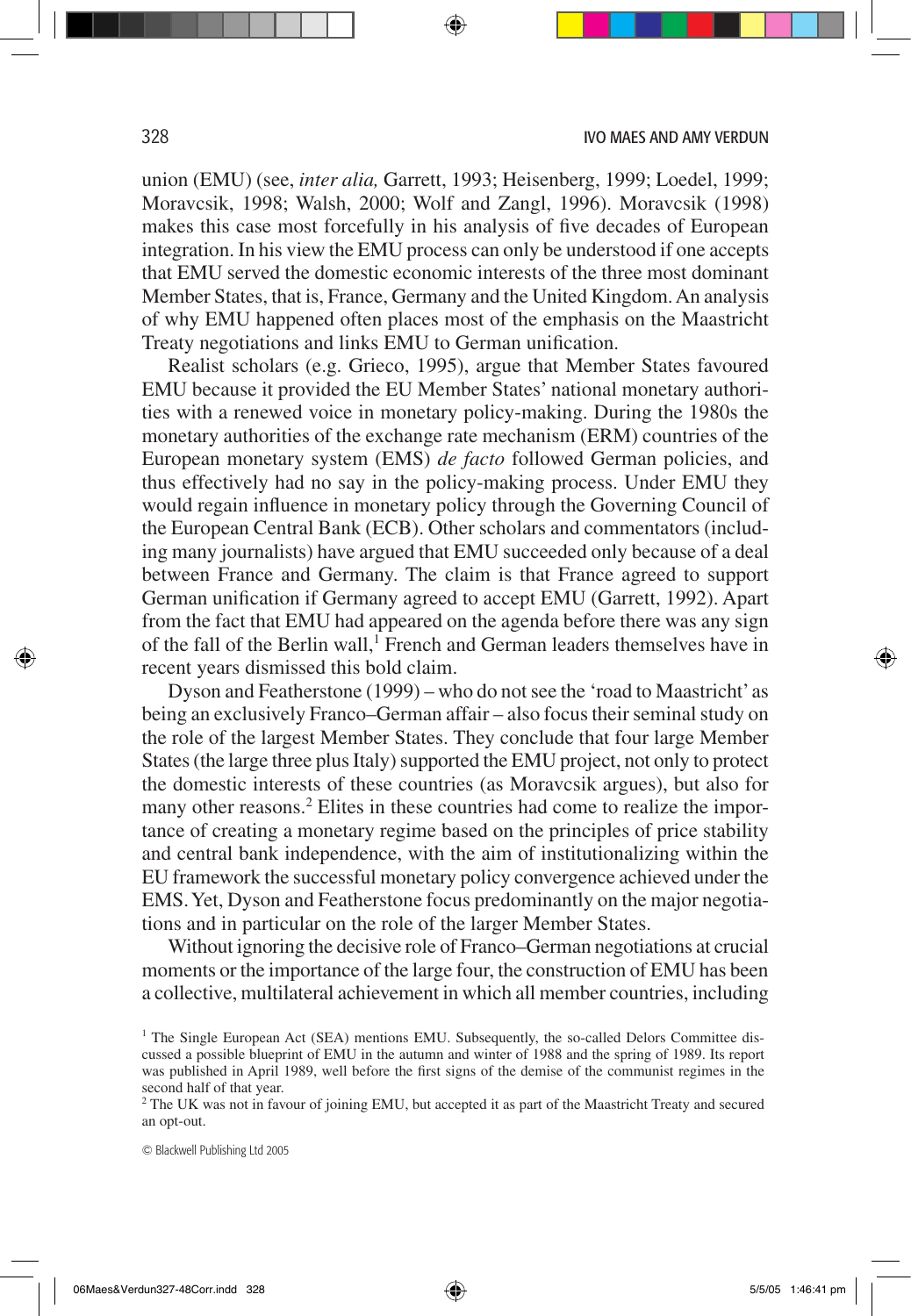union (EMU) (see, *inter alia,* Garrett, 1993; Heisenberg, 1999; Loedel, 1999; Moravcsik, 1998; Walsh, 2000; Wolf and Zangl, 1996). Moravcsik (1998) makes this case most forcefully in his analysis of five decades of European integration. In his view the EMU process can only be understood if one accepts that EMU served the domestic economic interests of the three most dominant Member States, that is, France, Germany and the United Kingdom. An analysis of why EMU happened often places most of the emphasis on the Maastricht Treaty negotiations and links EMU to German unification.

Realist scholars (e.g. Grieco, 1995), argue that Member States favoured EMU because it provided the EU Member States' national monetary authorities with a renewed voice in monetary policy-making. During the 1980s the monetary authorities of the exchange rate mechanism (ERM) countries of the European monetary system (EMS) *de facto* followed German policies, and thus effectively had no say in the policy-making process. Under EMU they would regain influence in monetary policy through the Governing Council of the European Central Bank (ECB). Other scholars and commentators (including many journalists) have argued that EMU succeeded only because of a deal between France and Germany. The claim is that France agreed to support German unification if Germany agreed to accept EMU (Garrett, 1992). Apart from the fact that EMU had appeared on the agenda before there was any sign of the fall of the Berlin wall,[1] French and German leaders themselves have in recent years dismissed this bold claim.

Dyson and Featherstone (1999) – who do not see the 'road to Maastricht' as being an exclusively Franco–German affair – also focus their seminal study on the role of the largest Member States. They conclude that four large Member States (the large three plus Italy) supported the EMU project, not only to protect the domestic interests of these countries (as Moravcsik argues), but also for many other reasons.[2] Elites in these countries had come to realize the importance of creating a monetary regime based on the principles of price stability and central bank independence, with the aim of institutionalizing within the EU framework the successful monetary policy convergence achieved under the EMS. Yet, Dyson and Featherstone focus predominantly on the major negotiations and in particular on the role of the larger Member States.

Without ignoring the decisive role of Franco–German negotiations at crucial moments or the importance of the large four, the construction of EMU has been a collective, multilateral achievement in which all member countries, including

[1] The Single European Act (SEA) mentions EMU. Subsequently, the so-called Delors Committee discussed a possible blueprint of EMU in the autumn and winter of 1988 and the spring of 1989. Its report was published in April 1989, well before the first signs of the demise of the communist regimes in the second half of that year.

[2] The UK was not in favour of joining EMU, but accepted it as part of the Maastricht Treaty and secured an opt-out.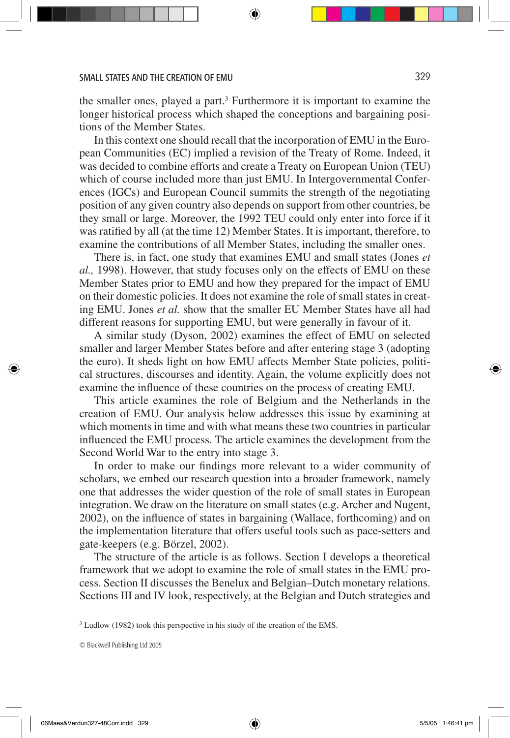the smaller ones, played a part.[3] Furthermore it is important to examine the longer historical process which shaped the conceptions and bargaining positions of the Member States.

In this context one should recall that the incorporation of EMU in the European Communities (EC) implied a revision of the Treaty of Rome. Indeed, it was decided to combine efforts and create a Treaty on European Union (TEU) which of course included more than just EMU. In Intergovernmental Conferences (IGCs) and European Council summits the strength of the negotiating position of any given country also depends on support from other countries, be they small or large. Moreover, the 1992 TEU could only enter into force if it was ratified by all (at the time 12) Member States. It is important, therefore, to examine the contributions of all Member States, including the smaller ones.

There is, in fact, one study that examines EMU and small states (Jones *et al.,* 1998). However, that study focuses only on the effects of EMU on these Member States prior to EMU and how they prepared for the impact of EMU on their domestic policies. It does not examine the role of small states in creating EMU. Jones *et al.* show that the smaller EU Member States have all had different reasons for supporting EMU, but were generally in favour of it.

A similar study (Dyson, 2002) examines the effect of EMU on selected smaller and larger Member States before and after entering stage 3 (adopting the euro). It sheds light on how EMU affects Member State policies, political structures, discourses and identity. Again, the volume explicitly does not examine the influence of these countries on the process of creating EMU.

This article examines the role of Belgium and the Netherlands in the creation of EMU. Our analysis below addresses this issue by examining at which moments in time and with what means these two countries in particular influenced the EMU process. The article examines the development from the Second World War to the entry into stage 3.

In order to make our findings more relevant to a wider community of scholars, we embed our research question into a broader framework, namely one that addresses the wider question of the role of small states in European integration. We draw on the literature on small states (e.g. Archer and Nugent, 2002), on the influence of states in bargaining (Wallace, forthcoming) and on the implementation literature that offers useful tools such as pace-setters and gate-keepers (e.g. Börzel, 2002).

The structure of the article is as follows. Section I develops a theoretical framework that we adopt to examine the role of small states in the EMU process. Section II discusses the Benelux and Belgian–Dutch monetary relations. Sections III and IV look, respectively, at the Belgian and Dutch strategies and

[3] Ludlow (1982) took this perspective in his study of the creation of the EMS.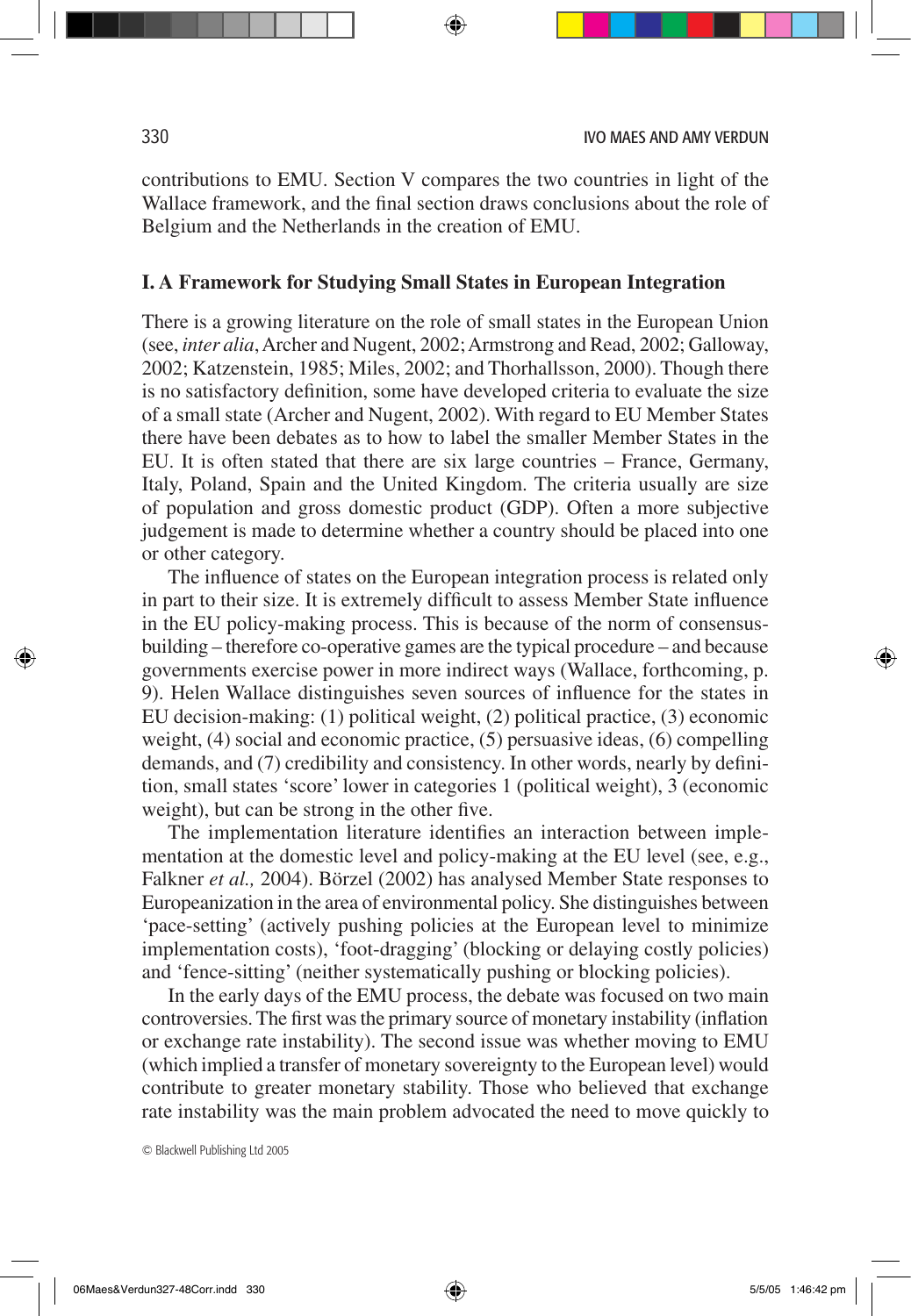contributions to EMU. Section V compares the two countries in light of the Wallace framework, and the final section draws conclusions about the role of Belgium and the Netherlands in the creation of EMU.

## I. A Framework for Studying Small States in European Integration

There is a growing literature on the role of small states in the European Union (see, *inter alia*, Archer and Nugent, 2002; Armstrong and Read, 2002; Galloway, 2002; Katzenstein, 1985; Miles, 2002; and Thorhallsson, 2000). Though there is no satisfactory definition, some have developed criteria to evaluate the size of a small state (Archer and Nugent, 2002). With regard to EU Member States there have been debates as to how to label the smaller Member States in the EU. It is often stated that there are six large countries – France, Germany, Italy, Poland, Spain and the United Kingdom. The criteria usually are size of population and gross domestic product (GDP). Often a more subjective judgement is made to determine whether a country should be placed into one or other category.

The influence of states on the European integration process is related only in part to their size. It is extremely difficult to assess Member State influence in the EU policy-making process. This is because of the norm of consensus-building – therefore co-operative games are the typical procedure – and because governments exercise power in more indirect ways (Wallace, forthcoming, p. 9). Helen Wallace distinguishes seven sources of influence for the states in EU decision-making: (1) political weight, (2) political practice, (3) economic weight, (4) social and economic practice, (5) persuasive ideas, (6) compelling demands, and (7) credibility and consistency. In other words, nearly by definition, small states 'score' lower in categories 1 (political weight), 3 (economic weight), but can be strong in the other five.

The implementation literature identifies an interaction between implementation at the domestic level and policy-making at the EU level (see, e.g., Falkner *et al.,* 2004). Börzel (2002) has analysed Member State responses to Europeanization in the area of environmental policy. She distinguishes between 'pace-setting' (actively pushing policies at the European level to minimize implementation costs), 'foot-dragging' (blocking or delaying costly policies) and 'fence-sitting' (neither systematically pushing or blocking policies).

In the early days of the EMU process, the debate was focused on two main controversies. The first was the primary source of monetary instability (inflation or exchange rate instability). The second issue was whether moving to EMU (which implied a transfer of monetary sovereignty to the European level) would contribute to greater monetary stability. Those who believed that exchange rate instability was the main problem advocated the need to move quickly to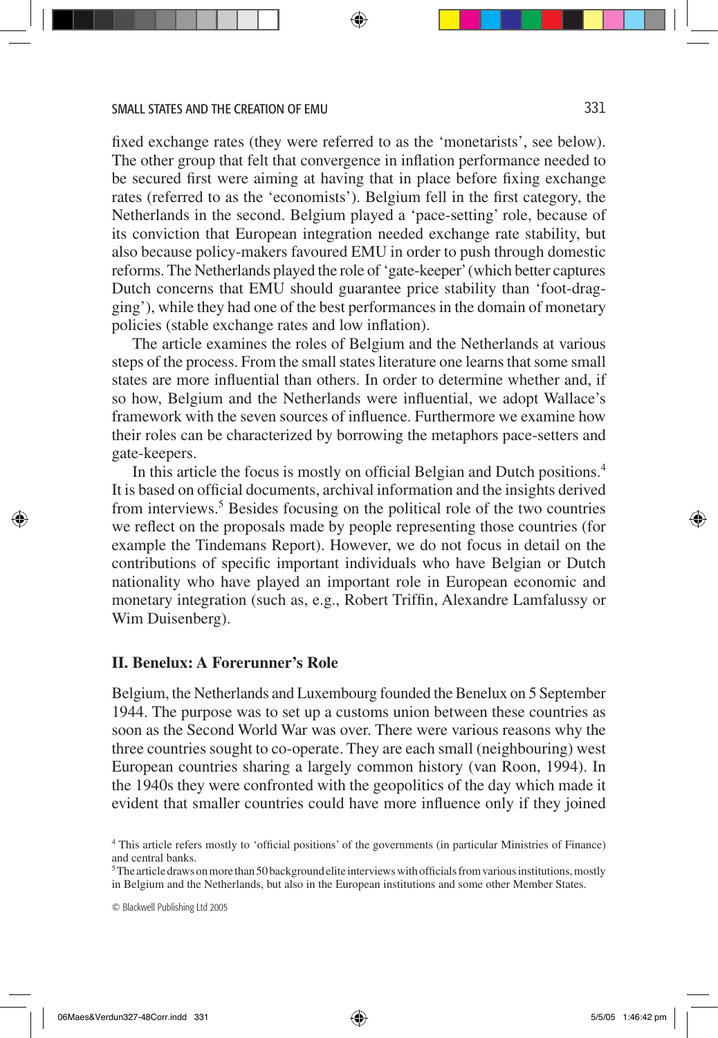fixed exchange rates (they were referred to as the 'monetarists', see below). The other group that felt that convergence in inflation performance needed to be secured first were aiming at having that in place before fixing exchange rates (referred to as the 'economists'). Belgium fell in the first category, the Netherlands in the second. Belgium played a 'pace-setting' role, because of its conviction that European integration needed exchange rate stability, but also because policy-makers favoured EMU in order to push through domestic reforms. The Netherlands played the role of 'gate-keeper' (which better captures Dutch concerns that EMU should guarantee price stability than 'foot-dragging'), while they had one of the best performances in the domain of monetary policies (stable exchange rates and low inflation).

The article examines the roles of Belgium and the Netherlands at various steps of the process. From the small states literature one learns that some small states are more influential than others. In order to determine whether and, if so how, Belgium and the Netherlands were influential, we adopt Wallace's framework with the seven sources of influence. Furthermore we examine how their roles can be characterized by borrowing the metaphors pace-setters and gate-keepers.

In this article the focus is mostly on official Belgian and Dutch positions.[4] It is based on official documents, archival information and the insights derived from interviews.[5] Besides focusing on the political role of the two countries we reflect on the proposals made by people representing those countries (for example the Tindemans Report). However, we do not focus in detail on the contributions of specific important individuals who have Belgian or Dutch nationality who have played an important role in European economic and monetary integration (such as, e.g., Robert Triffin, Alexandre Lamfalussy or Wim Duisenberg).

## II. Benelux: A Forerunner's Role

Belgium, the Netherlands and Luxembourg founded the Benelux on 5 September 1944. The purpose was to set up a customs union between these countries as soon as the Second World War was over. There were various reasons why the three countries sought to co-operate. They are each small (neighbouring) west European countries sharing a largely common history (van Roon, 1994). In the 1940s they were confronted with the geopolitics of the day which made it evident that smaller countries could have more influence only if they joined

[4] This article refers mostly to 'official positions' of the governments (in particular Ministries of Finance) and central banks.

[5] The article draws on more than 50 background elite interviews with officials from various institutions, mostly in Belgium and the Netherlands, but also in the European institutions and some other Member States.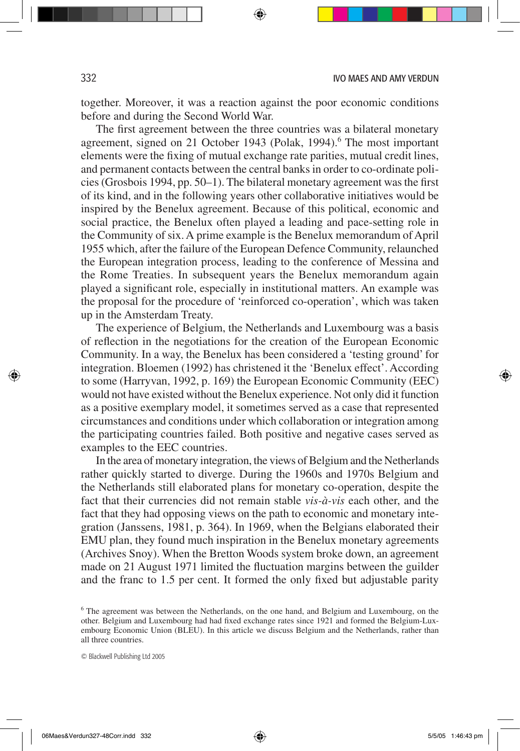together. Moreover, it was a reaction against the poor economic conditions before and during the Second World War.

The first agreement between the three countries was a bilateral monetary agreement, signed on 21 October 1943 (Polak, 1994).[6] The most important elements were the fixing of mutual exchange rate parities, mutual credit lines, and permanent contacts between the central banks in order to co-ordinate policies (Grosbois 1994, pp. 50–1). The bilateral monetary agreement was the first of its kind, and in the following years other collaborative initiatives would be inspired by the Benelux agreement. Because of this political, economic and social practice, the Benelux often played a leading and pace-setting role in the Community of six. A prime example is the Benelux memorandum of April 1955 which, after the failure of the European Defence Community, relaunched the European integration process, leading to the conference of Messina and the Rome Treaties. In subsequent years the Benelux memorandum again played a significant role, especially in institutional matters. An example was the proposal for the procedure of 'reinforced co-operation', which was taken up in the Amsterdam Treaty.

The experience of Belgium, the Netherlands and Luxembourg was a basis of reflection in the negotiations for the creation of the European Economic Community. In a way, the Benelux has been considered a 'testing ground' for integration. Bloemen (1992) has christened it the 'Benelux effect'. According to some (Harryvan, 1992, p. 169) the European Economic Community (EEC) would not have existed without the Benelux experience. Not only did it function as a positive exemplary model, it sometimes served as a case that represented circumstances and conditions under which collaboration or integration among the participating countries failed. Both positive and negative cases served as examples to the EEC countries.

In the area of monetary integration, the views of Belgium and the Netherlands rather quickly started to diverge. During the 1960s and 1970s Belgium and the Netherlands still elaborated plans for monetary co-operation, despite the fact that their currencies did not remain stable *vis-à-vis* each other, and the fact that they had opposing views on the path to economic and monetary integration (Janssens, 1981, p. 364). In 1969, when the Belgians elaborated their EMU plan, they found much inspiration in the Benelux monetary agreements (Archives Snoy). When the Bretton Woods system broke down, an agreement made on 21 August 1971 limited the fluctuation margins between the guilder and the franc to 1.5 per cent. It formed the only fixed but adjustable parity

[6] The agreement was between the Netherlands, on the one hand, and Belgium and Luxembourg, on the other. Belgium and Luxembourg had had fixed exchange rates since 1921 and formed the Belgium-Luxembourg Economic Union (BLEU). In this article we discuss Belgium and the Netherlands, rather than all three countries.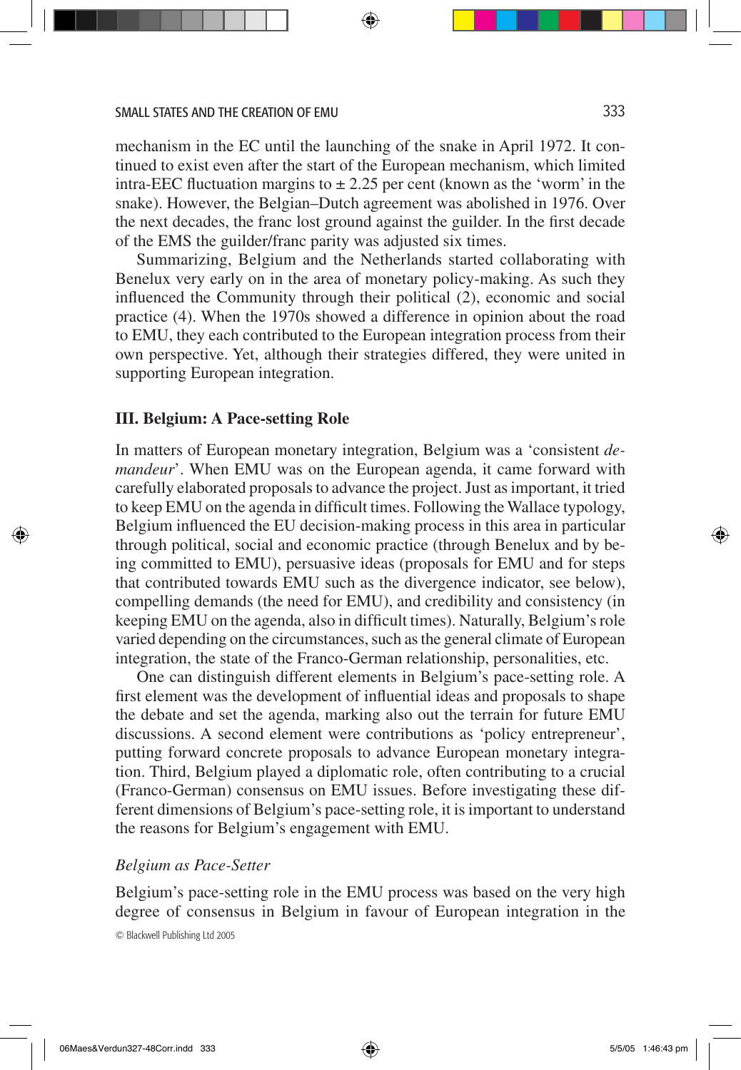mechanism in the EC until the launching of the snake in April 1972. It continued to exist even after the start of the European mechanism, which limited intra-EEC fluctuation margins to ± 2.25 per cent (known as the 'worm' in the snake). However, the Belgian–Dutch agreement was abolished in 1976. Over the next decades, the franc lost ground against the guilder. In the first decade of the EMS the guilder/franc parity was adjusted six times.

Summarizing, Belgium and the Netherlands started collaborating with Benelux very early on in the area of monetary policy-making. As such they influenced the Community through their political (2), economic and social practice (4). When the 1970s showed a difference in opinion about the road to EMU, they each contributed to the European integration process from their own perspective. Yet, although their strategies differed, they were united in supporting European integration.

## III. Belgium: A Pace-setting Role

In matters of European monetary integration, Belgium was a 'consistent *demandeur*'. When EMU was on the European agenda, it came forward with carefully elaborated proposals to advance the project. Just as important, it tried to keep EMU on the agenda in difficult times. Following the Wallace typology, Belgium influenced the EU decision-making process in this area in particular through political, social and economic practice (through Benelux and by being committed to EMU), persuasive ideas (proposals for EMU and for steps that contributed towards EMU such as the divergence indicator, see below), compelling demands (the need for EMU), and credibility and consistency (in keeping EMU on the agenda, also in difficult times). Naturally, Belgium's role varied depending on the circumstances, such as the general climate of European integration, the state of the Franco-German relationship, personalities, etc.

One can distinguish different elements in Belgium's pace-setting role. A first element was the development of influential ideas and proposals to shape the debate and set the agenda, marking also out the terrain for future EMU discussions. A second element were contributions as 'policy entrepreneur', putting forward concrete proposals to advance European monetary integration. Third, Belgium played a diplomatic role, often contributing to a crucial (Franco-German) consensus on EMU issues. Before investigating these different dimensions of Belgium's pace-setting role, it is important to understand the reasons for Belgium's engagement with EMU.

### *Belgium as Pace-Setter*

Belgium's pace-setting role in the EMU process was based on the very high degree of consensus in Belgium in favour of European integration in the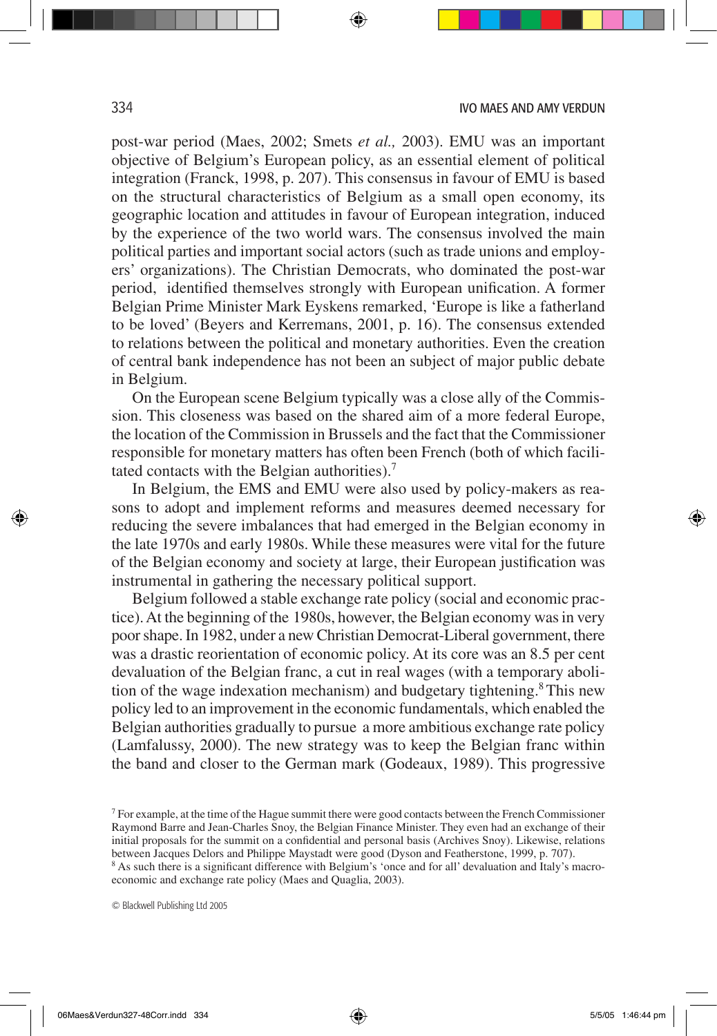post-war period (Maes, 2002; Smets *et al.,* 2003). EMU was an important objective of Belgium's European policy, as an essential element of political integration (Franck, 1998, p. 207). This consensus in favour of EMU is based on the structural characteristics of Belgium as a small open economy, its geographic location and attitudes in favour of European integration, induced by the experience of the two world wars. The consensus involved the main political parties and important social actors (such as trade unions and employers' organizations). The Christian Democrats, who dominated the post-war period, identified themselves strongly with European unification. A former Belgian Prime Minister Mark Eyskens remarked, 'Europe is like a fatherland to be loved' (Beyers and Kerremans, 2001, p. 16). The consensus extended to relations between the political and monetary authorities. Even the creation of central bank independence has not been an subject of major public debate in Belgium.

On the European scene Belgium typically was a close ally of the Commission. This closeness was based on the shared aim of a more federal Europe, the location of the Commission in Brussels and the fact that the Commissioner responsible for monetary matters has often been French (both of which facilitated contacts with the Belgian authorities).[7]

In Belgium, the EMS and EMU were also used by policy-makers as reasons to adopt and implement reforms and measures deemed necessary for reducing the severe imbalances that had emerged in the Belgian economy in the late 1970s and early 1980s. While these measures were vital for the future of the Belgian economy and society at large, their European justification was instrumental in gathering the necessary political support.

Belgium followed a stable exchange rate policy (social and economic practice). At the beginning of the 1980s, however, the Belgian economy was in very poor shape. In 1982, under a new Christian Democrat-Liberal government, there was a drastic reorientation of economic policy. At its core was an 8.5 per cent devaluation of the Belgian franc, a cut in real wages (with a temporary abolition of the wage indexation mechanism) and budgetary tightening.[8] This new policy led to an improvement in the economic fundamentals, which enabled the Belgian authorities gradually to pursue a more ambitious exchange rate policy (Lamfalussy, 2000). The new strategy was to keep the Belgian franc within the band and closer to the German mark (Godeaux, 1989). This progressive

[7] For example, at the time of the Hague summit there were good contacts between the French Commissioner Raymond Barre and Jean-Charles Snoy, the Belgian Finance Minister. They even had an exchange of their initial proposals for the summit on a confidential and personal basis (Archives Snoy). Likewise, relations between Jacques Delors and Philippe Maystadt were good (Dyson and Featherstone, 1999, p. 707).

[8] As such there is a significant difference with Belgium's 'once and for all' devaluation and Italy's macroeconomic and exchange rate policy (Maes and Quaglia, 2003).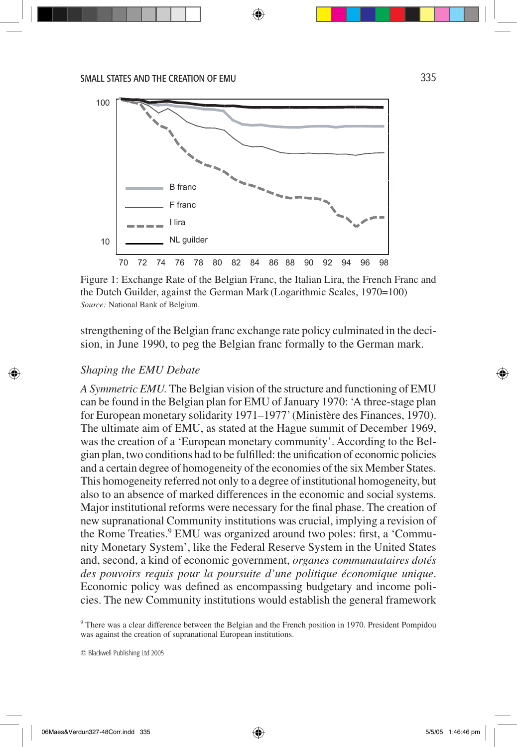Figure 1: Exchange Rate of the Belgian Franc, the Italian Lira, the French Franc and the Dutch Guilder, against the German Mark (Logarithmic Scales, 1970=100)
*Source:* National Bank of Belgium.

strengthening of the Belgian franc exchange rate policy culminated in the decision, in June 1990, to peg the Belgian franc formally to the German mark.

### *Shaping the EMU Debate*

*A Symmetric EMU.* The Belgian vision of the structure and functioning of EMU can be found in the Belgian plan for EMU of January 1970: 'A three-stage plan for European monetary solidarity 1971–1977' (Ministère des Finances, 1970). The ultimate aim of EMU, as stated at the Hague summit of December 1969, was the creation of a 'European monetary community'. According to the Belgian plan, two conditions had to be fulfilled: the unification of economic policies and a certain degree of homogeneity of the economies of the six Member States. This homogeneity referred not only to a degree of institutional homogeneity, but also to an absence of marked differences in the economic and social systems. Major institutional reforms were necessary for the final phase. The creation of new supranational Community institutions was crucial, implying a revision of the Rome Treaties.[9] EMU was organized around two poles: first, a 'Community Monetary System', like the Federal Reserve System in the United States and, second, a kind of economic government, *organes communautaires dotés des pouvoirs requis pour la poursuite d'une politique économique unique*. Economic policy was defined as encompassing budgetary and income policies. The new Community institutions would establish the general framework

[9] There was a clear difference between the Belgian and the French position in 1970. President Pompidou was against the creation of supranational European institutions.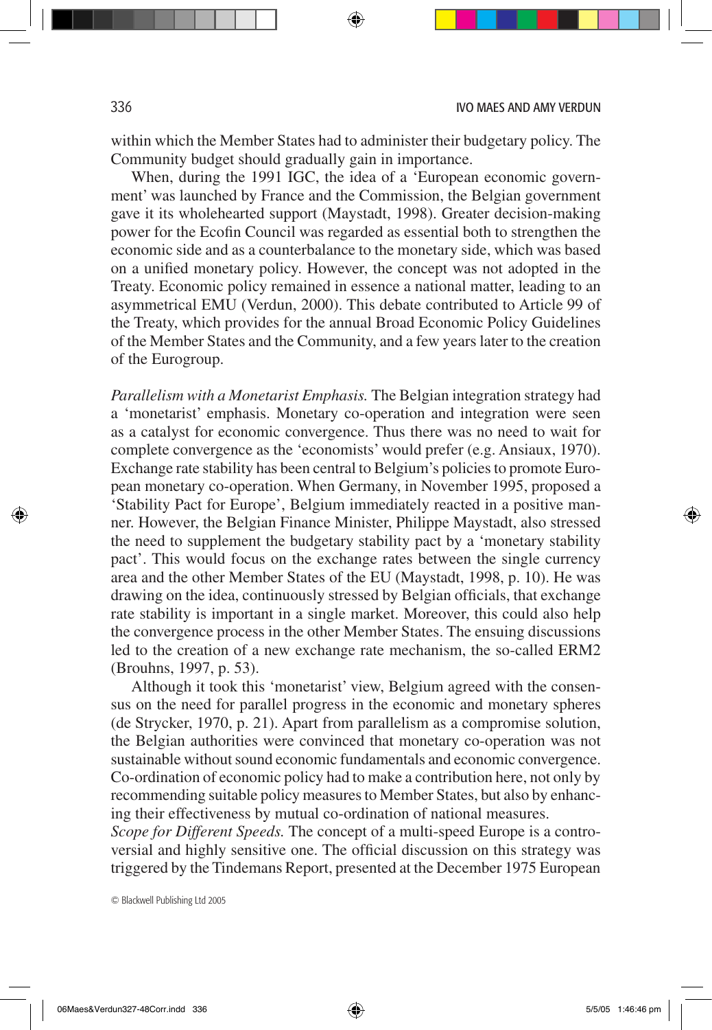within which the Member States had to administer their budgetary policy. The Community budget should gradually gain in importance.

When, during the 1991 IGC, the idea of a 'European economic government' was launched by France and the Commission, the Belgian government gave it its wholehearted support (Maystadt, 1998). Greater decision-making power for the Ecofin Council was regarded as essential both to strengthen the economic side and as a counterbalance to the monetary side, which was based on a unified monetary policy. However, the concept was not adopted in the Treaty. Economic policy remained in essence a national matter, leading to an asymmetrical EMU (Verdun, 2000). This debate contributed to Article 99 of the Treaty, which provides for the annual Broad Economic Policy Guidelines of the Member States and the Community, and a few years later to the creation of the Eurogroup.

*Parallelism with a Monetarist Emphasis.* The Belgian integration strategy had a 'monetarist' emphasis. Monetary co-operation and integration were seen as a catalyst for economic convergence. Thus there was no need to wait for complete convergence as the 'economists' would prefer (e.g. Ansiaux, 1970). Exchange rate stability has been central to Belgium's policies to promote European monetary co-operation. When Germany, in November 1995, proposed a 'Stability Pact for Europe', Belgium immediately reacted in a positive manner. However, the Belgian Finance Minister, Philippe Maystadt, also stressed the need to supplement the budgetary stability pact by a 'monetary stability pact'. This would focus on the exchange rates between the single currency area and the other Member States of the EU (Maystadt, 1998, p. 10). He was drawing on the idea, continuously stressed by Belgian officials, that exchange rate stability is important in a single market. Moreover, this could also help the convergence process in the other Member States. The ensuing discussions led to the creation of a new exchange rate mechanism, the so-called ERM2 (Brouhns, 1997, p. 53).

Although it took this 'monetarist' view, Belgium agreed with the consensus on the need for parallel progress in the economic and monetary spheres (de Strycker, 1970, p. 21). Apart from parallelism as a compromise solution, the Belgian authorities were convinced that monetary co-operation was not sustainable without sound economic fundamentals and economic convergence. Co-ordination of economic policy had to make a contribution here, not only by recommending suitable policy measures to Member States, but also by enhancing their effectiveness by mutual co-ordination of national measures.

*Scope for Different Speeds.* The concept of a multi-speed Europe is a controversial and highly sensitive one. The official discussion on this strategy was triggered by the Tindemans Report, presented at the December 1975 European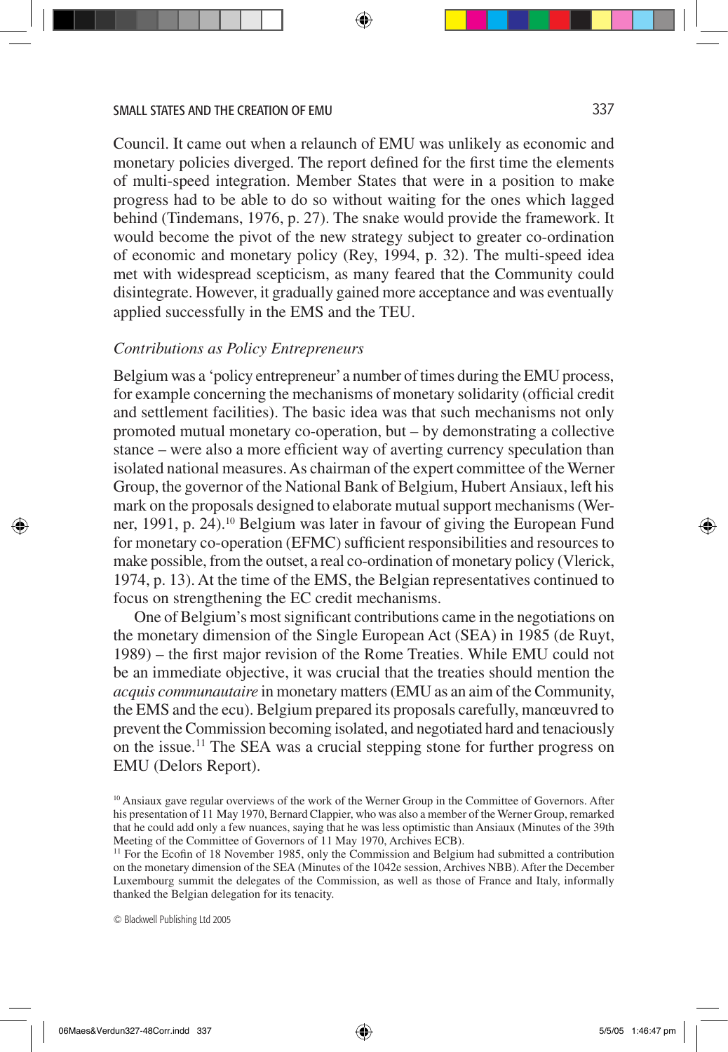Council. It came out when a relaunch of EMU was unlikely as economic and monetary policies diverged. The report defined for the first time the elements of multi-speed integration. Member States that were in a position to make progress had to be able to do so without waiting for the ones which lagged behind (Tindemans, 1976, p. 27). The snake would provide the framework. It would become the pivot of the new strategy subject to greater co-ordination of economic and monetary policy (Rey, 1994, p. 32). The multi-speed idea met with widespread scepticism, as many feared that the Community could disintegrate. However, it gradually gained more acceptance and was eventually applied successfully in the EMS and the TEU.

### *Contributions as Policy Entrepreneurs*

Belgium was a 'policy entrepreneur' a number of times during the EMU process, for example concerning the mechanisms of monetary solidarity (official credit and settlement facilities). The basic idea was that such mechanisms not only promoted mutual monetary co-operation, but – by demonstrating a collective stance – were also a more efficient way of averting currency speculation than isolated national measures. As chairman of the expert committee of the Werner Group, the governor of the National Bank of Belgium, Hubert Ansiaux, left his mark on the proposals designed to elaborate mutual support mechanisms (Werner, 1991, p. 24).[10] Belgium was later in favour of giving the European Fund for monetary co-operation (EFMC) sufficient responsibilities and resources to make possible, from the outset, a real co-ordination of monetary policy (Vlerick, 1974, p. 13). At the time of the EMS, the Belgian representatives continued to focus on strengthening the EC credit mechanisms.

One of Belgium's most significant contributions came in the negotiations on the monetary dimension of the Single European Act (SEA) in 1985 (de Ruyt, 1989) – the first major revision of the Rome Treaties. While EMU could not be an immediate objective, it was crucial that the treaties should mention the *acquis communautaire* in monetary matters (EMU as an aim of the Community, the EMS and the ecu). Belgium prepared its proposals carefully, manœuvred to prevent the Commission becoming isolated, and negotiated hard and tenaciously on the issue.[11] The SEA was a crucial stepping stone for further progress on EMU (Delors Report).

[10] Ansiaux gave regular overviews of the work of the Werner Group in the Committee of Governors. After his presentation of 11 May 1970, Bernard Clappier, who was also a member of the Werner Group, remarked that he could add only a few nuances, saying that he was less optimistic than Ansiaux (Minutes of the 39th Meeting of the Committee of Governors of 11 May 1970, Archives ECB).

[11] For the Ecofin of 18 November 1985, only the Commission and Belgium had submitted a contribution on the monetary dimension of the SEA (Minutes of the 1042e session, Archives NBB). After the December Luxembourg summit the delegates of the Commission, as well as those of France and Italy, informally thanked the Belgian delegation for its tenacity.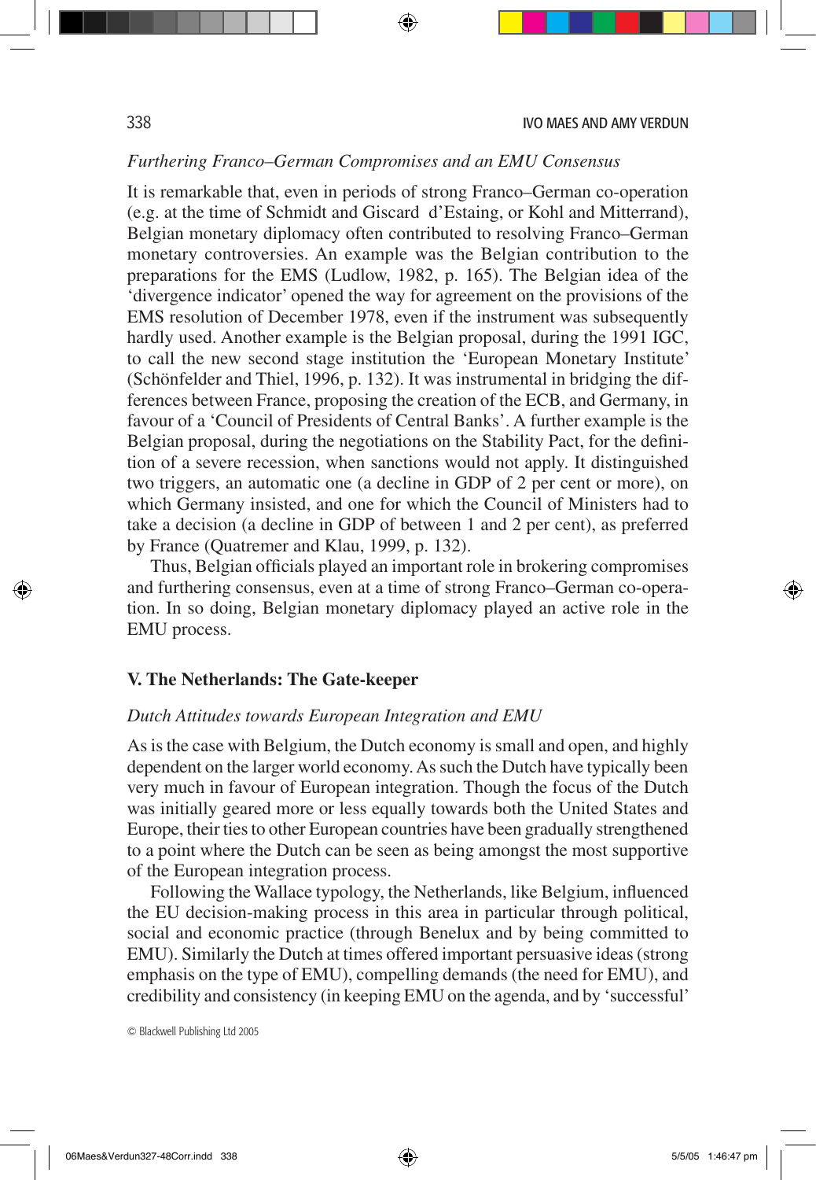*Furthering Franco–German Compromises and an EMU Consensus*

It is remarkable that, even in periods of strong Franco–German co-operation (e.g. at the time of Schmidt and Giscard d'Estaing, or Kohl and Mitterrand), Belgian monetary diplomacy often contributed to resolving Franco–German monetary controversies. An example was the Belgian contribution to the preparations for the EMS (Ludlow, 1982, p. 165). The Belgian idea of the 'divergence indicator' opened the way for agreement on the provisions of the EMS resolution of December 1978, even if the instrument was subsequently hardly used. Another example is the Belgian proposal, during the 1991 IGC, to call the new second stage institution the 'European Monetary Institute' (Schönfelder and Thiel, 1996, p. 132). It was instrumental in bridging the differences between France, proposing the creation of the ECB, and Germany, in favour of a 'Council of Presidents of Central Banks'. A further example is the Belgian proposal, during the negotiations on the Stability Pact, for the definition of a severe recession, when sanctions would not apply. It distinguished two triggers, an automatic one (a decline in GDP of 2 per cent or more), on which Germany insisted, and one for which the Council of Ministers had to take a decision (a decline in GDP of between 1 and 2 per cent), as preferred by France (Quatremer and Klau, 1999, p. 132).

Thus, Belgian officials played an important role in brokering compromises and furthering consensus, even at a time of strong Franco–German co-operation. In so doing, Belgian monetary diplomacy played an active role in the EMU process.

## V. The Netherlands: The Gate-keeper

*Dutch Attitudes towards European Integration and EMU*

As is the case with Belgium, the Dutch economy is small and open, and highly dependent on the larger world economy. As such the Dutch have typically been very much in favour of European integration. Though the focus of the Dutch was initially geared more or less equally towards both the United States and Europe, their ties to other European countries have been gradually strengthened to a point where the Dutch can be seen as being amongst the most supportive of the European integration process.

Following the Wallace typology, the Netherlands, like Belgium, influenced the EU decision-making process in this area in particular through political, social and economic practice (through Benelux and by being committed to EMU). Similarly the Dutch at times offered important persuasive ideas (strong emphasis on the type of EMU), compelling demands (the need for EMU), and credibility and consistency (in keeping EMU on the agenda, and by 'successful'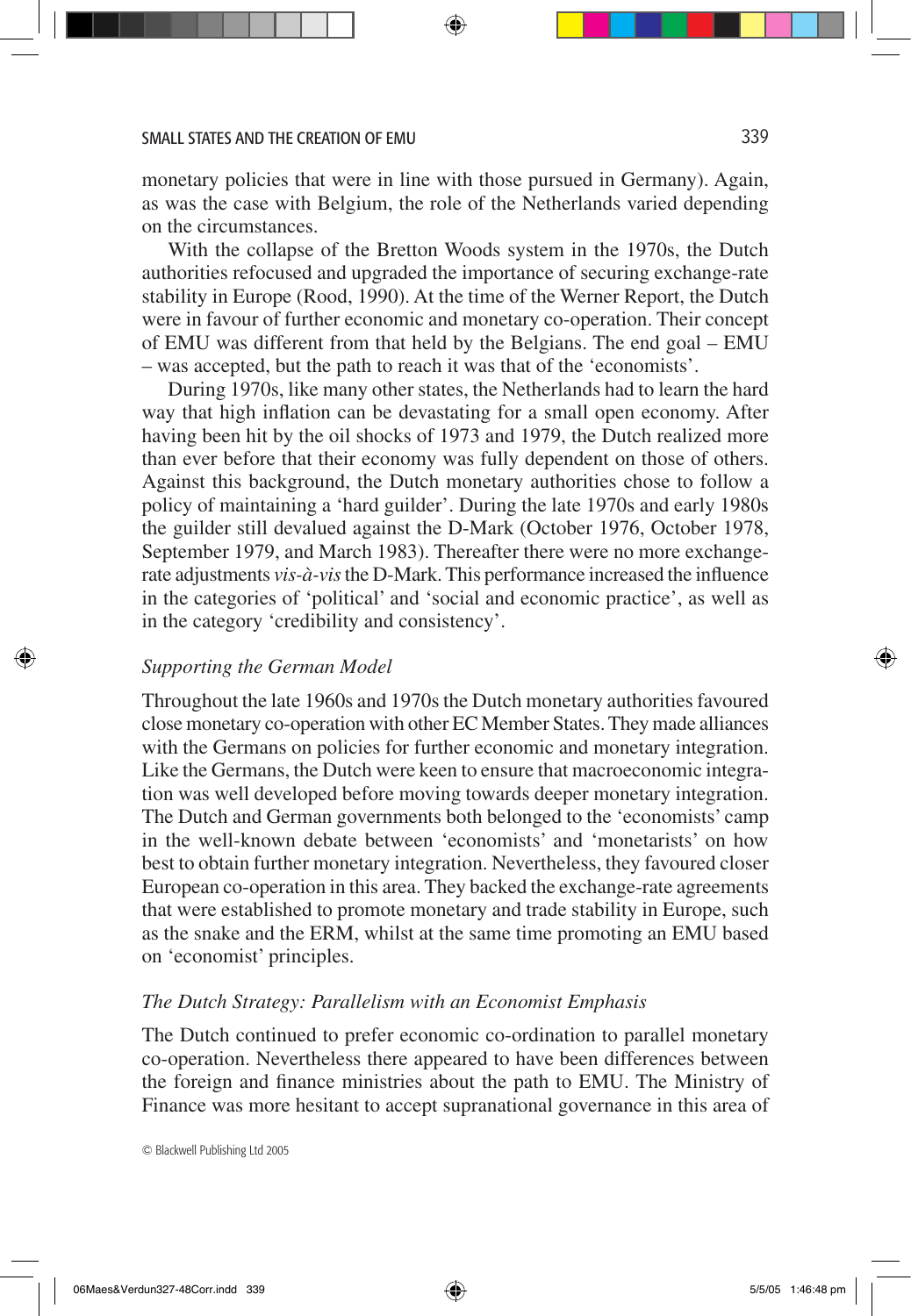monetary policies that were in line with those pursued in Germany). Again, as was the case with Belgium, the role of the Netherlands varied depending on the circumstances.

With the collapse of the Bretton Woods system in the 1970s, the Dutch authorities refocused and upgraded the importance of securing exchange-rate stability in Europe (Rood, 1990). At the time of the Werner Report, the Dutch were in favour of further economic and monetary co-operation. Their concept of EMU was different from that held by the Belgians. The end goal – EMU – was accepted, but the path to reach it was that of the 'economists'.

During 1970s, like many other states, the Netherlands had to learn the hard way that high inflation can be devastating for a small open economy. After having been hit by the oil shocks of 1973 and 1979, the Dutch realized more than ever before that their economy was fully dependent on those of others. Against this background, the Dutch monetary authorities chose to follow a policy of maintaining a 'hard guilder'. During the late 1970s and early 1980s the guilder still devalued against the D-Mark (October 1976, October 1978, September 1979, and March 1983). Thereafter there were no more exchange-rate adjustments *vis-à-vis* the D-Mark. This performance increased the influence in the categories of 'political' and 'social and economic practice', as well as in the category 'credibility and consistency'.

### *Supporting the German Model*

Throughout the late 1960s and 1970s the Dutch monetary authorities favoured close monetary co-operation with other EC Member States. They made alliances with the Germans on policies for further economic and monetary integration. Like the Germans, the Dutch were keen to ensure that macroeconomic integration was well developed before moving towards deeper monetary integration. The Dutch and German governments both belonged to the 'economists' camp in the well-known debate between 'economists' and 'monetarists' on how best to obtain further monetary integration. Nevertheless, they favoured closer European co-operation in this area. They backed the exchange-rate agreements that were established to promote monetary and trade stability in Europe, such as the snake and the ERM, whilst at the same time promoting an EMU based on 'economist' principles.

### *The Dutch Strategy: Parallelism with an Economist Emphasis*

The Dutch continued to prefer economic co-ordination to parallel monetary co-operation. Nevertheless there appeared to have been differences between the foreign and finance ministries about the path to EMU. The Ministry of Finance was more hesitant to accept supranational governance in this area of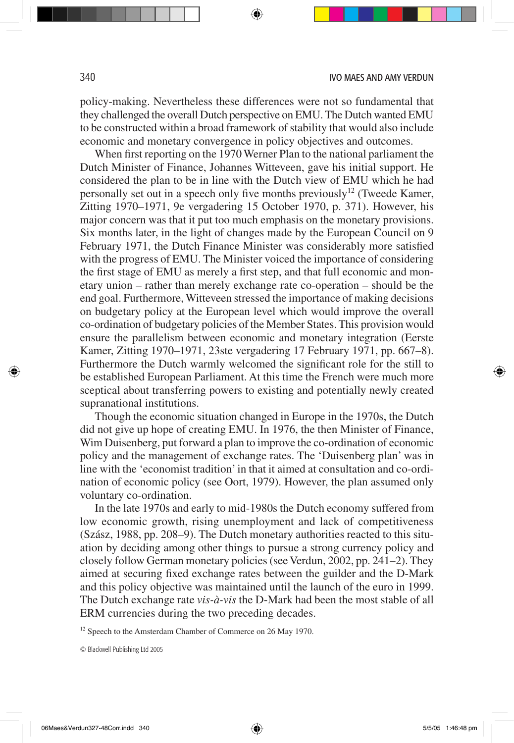policy-making. Nevertheless these differences were not so fundamental that they challenged the overall Dutch perspective on EMU. The Dutch wanted EMU to be constructed within a broad framework of stability that would also include economic and monetary convergence in policy objectives and outcomes.

When first reporting on the 1970 Werner Plan to the national parliament the Dutch Minister of Finance, Johannes Witteveen, gave his initial support. He considered the plan to be in line with the Dutch view of EMU which he had personally set out in a speech only five months previously[12] (Tweede Kamer, Zitting 1970–1971, 9e vergadering 15 October 1970, p. 371). However, his major concern was that it put too much emphasis on the monetary provisions. Six months later, in the light of changes made by the European Council on 9 February 1971, the Dutch Finance Minister was considerably more satisfied with the progress of EMU. The Minister voiced the importance of considering the first stage of EMU as merely a first step, and that full economic and monetary union – rather than merely exchange rate co-operation – should be the end goal. Furthermore, Witteveen stressed the importance of making decisions on budgetary policy at the European level which would improve the overall co-ordination of budgetary policies of the Member States. This provision would ensure the parallelism between economic and monetary integration (Eerste Kamer, Zitting 1970–1971, 23ste vergadering 17 February 1971, pp. 667–8). Furthermore the Dutch warmly welcomed the significant role for the still to be established European Parliament. At this time the French were much more sceptical about transferring powers to existing and potentially newly created supranational institutions.

Though the economic situation changed in Europe in the 1970s, the Dutch did not give up hope of creating EMU. In 1976, the then Minister of Finance, Wim Duisenberg, put forward a plan to improve the co-ordination of economic policy and the management of exchange rates. The 'Duisenberg plan' was in line with the 'economist tradition' in that it aimed at consultation and co-ordination of economic policy (see Oort, 1979). However, the plan assumed only voluntary co-ordination.

In the late 1970s and early to mid-1980s the Dutch economy suffered from low economic growth, rising unemployment and lack of competitiveness (Szász, 1988, pp. 208–9). The Dutch monetary authorities reacted to this situation by deciding among other things to pursue a strong currency policy and closely follow German monetary policies (see Verdun, 2002, pp. 241–2). They aimed at securing fixed exchange rates between the guilder and the D-Mark and this policy objective was maintained until the launch of the euro in 1999. The Dutch exchange rate *vis-à-vis* the D-Mark had been the most stable of all ERM currencies during the two preceding decades.

[12] Speech to the Amsterdam Chamber of Commerce on 26 May 1970.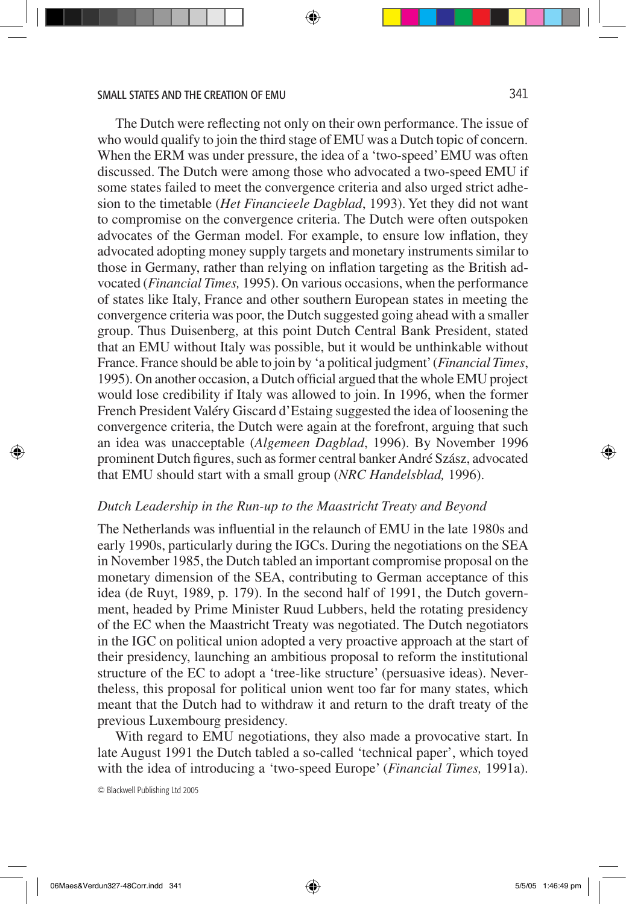The Dutch were reflecting not only on their own performance. The issue of who would qualify to join the third stage of EMU was a Dutch topic of concern. When the ERM was under pressure, the idea of a 'two-speed' EMU was often discussed. The Dutch were among those who advocated a two-speed EMU if some states failed to meet the convergence criteria and also urged strict adhesion to the timetable (*Het Financieele Dagblad*, 1993). Yet they did not want to compromise on the convergence criteria. The Dutch were often outspoken advocates of the German model. For example, to ensure low inflation, they advocated adopting money supply targets and monetary instruments similar to those in Germany, rather than relying on inflation targeting as the British advocated (*Financial Times,* 1995). On various occasions, when the performance of states like Italy, France and other southern European states in meeting the convergence criteria was poor, the Dutch suggested going ahead with a smaller group. Thus Duisenberg, at this point Dutch Central Bank President, stated that an EMU without Italy was possible, but it would be unthinkable without France. France should be able to join by 'a political judgment' (*Financial Times*, 1995). On another occasion, a Dutch official argued that the whole EMU project would lose credibility if Italy was allowed to join. In 1996, when the former French President Valéry Giscard d'Estaing suggested the idea of loosening the convergence criteria, the Dutch were again at the forefront, arguing that such an idea was unacceptable (*Algemeen Dagblad*, 1996). By November 1996 prominent Dutch figures, such as former central banker André Szász, advocated that EMU should start with a small group (*NRC Handelsblad,* 1996).

### *Dutch Leadership in the Run-up to the Maastricht Treaty and Beyond*

The Netherlands was influential in the relaunch of EMU in the late 1980s and early 1990s, particularly during the IGCs. During the negotiations on the SEA in November 1985, the Dutch tabled an important compromise proposal on the monetary dimension of the SEA, contributing to German acceptance of this idea (de Ruyt, 1989, p. 179). In the second half of 1991, the Dutch government, headed by Prime Minister Ruud Lubbers, held the rotating presidency of the EC when the Maastricht Treaty was negotiated. The Dutch negotiators in the IGC on political union adopted a very proactive approach at the start of their presidency, launching an ambitious proposal to reform the institutional structure of the EC to adopt a 'tree-like structure' (persuasive ideas). Nevertheless, this proposal for political union went too far for many states, which meant that the Dutch had to withdraw it and return to the draft treaty of the previous Luxembourg presidency.

With regard to EMU negotiations, they also made a provocative start. In late August 1991 the Dutch tabled a so-called 'technical paper', which toyed with the idea of introducing a 'two-speed Europe' (*Financial Times,* 1991a).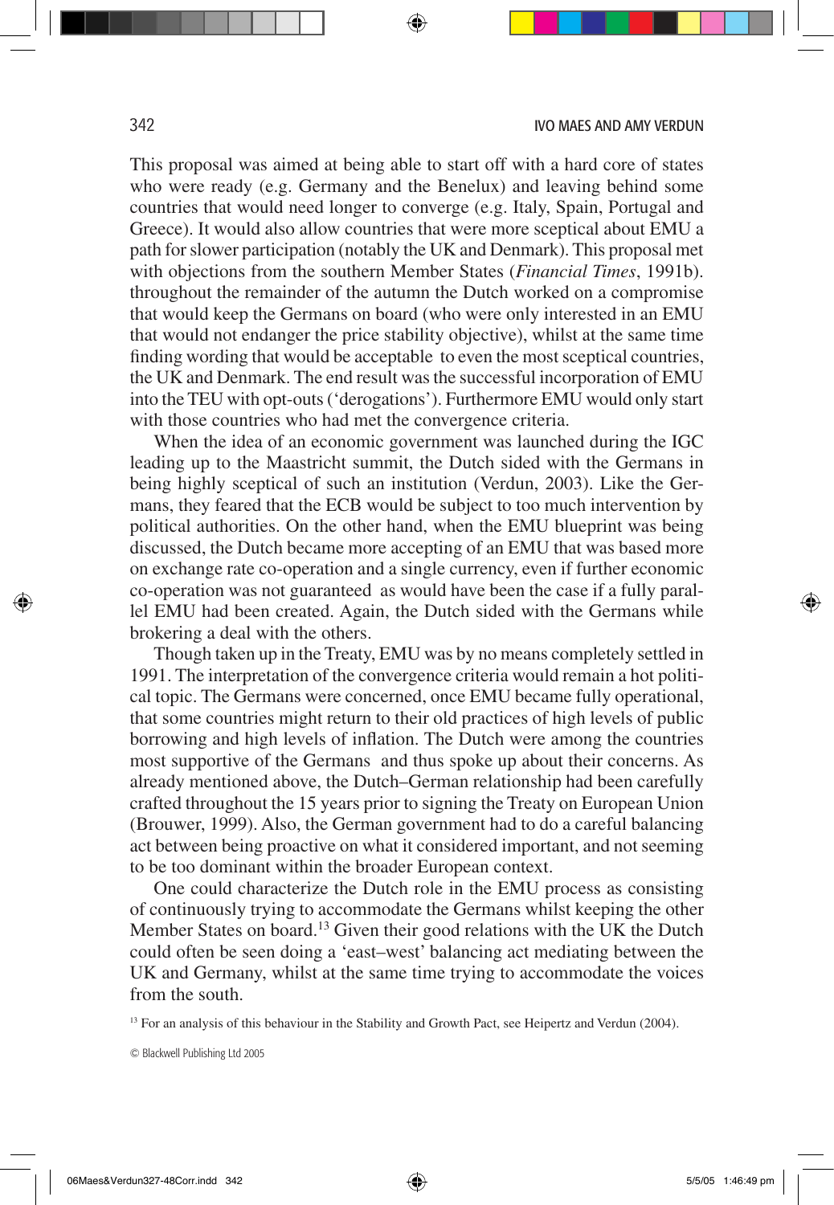This proposal was aimed at being able to start off with a hard core of states who were ready (e.g. Germany and the Benelux) and leaving behind some countries that would need longer to converge (e.g. Italy, Spain, Portugal and Greece). It would also allow countries that were more sceptical about EMU a path for slower participation (notably the UK and Denmark). This proposal met with objections from the southern Member States (*Financial Times*, 1991b). throughout the remainder of the autumn the Dutch worked on a compromise that would keep the Germans on board (who were only interested in an EMU that would not endanger the price stability objective), whilst at the same time finding wording that would be acceptable to even the most sceptical countries, the UK and Denmark. The end result was the successful incorporation of EMU into the TEU with opt-outs ('derogations'). Furthermore EMU would only start with those countries who had met the convergence criteria.

When the idea of an economic government was launched during the IGC leading up to the Maastricht summit, the Dutch sided with the Germans in being highly sceptical of such an institution (Verdun, 2003). Like the Germans, they feared that the ECB would be subject to too much intervention by political authorities. On the other hand, when the EMU blueprint was being discussed, the Dutch became more accepting of an EMU that was based more on exchange rate co-operation and a single currency, even if further economic co-operation was not guaranteed as would have been the case if a fully parallel EMU had been created. Again, the Dutch sided with the Germans while brokering a deal with the others.

Though taken up in the Treaty, EMU was by no means completely settled in 1991. The interpretation of the convergence criteria would remain a hot political topic. The Germans were concerned, once EMU became fully operational, that some countries might return to their old practices of high levels of public borrowing and high levels of inflation. The Dutch were among the countries most supportive of the Germans and thus spoke up about their concerns. As already mentioned above, the Dutch–German relationship had been carefully crafted throughout the 15 years prior to signing the Treaty on European Union (Brouwer, 1999). Also, the German government had to do a careful balancing act between being proactive on what it considered important, and not seeming to be too dominant within the broader European context.

One could characterize the Dutch role in the EMU process as consisting of continuously trying to accommodate the Germans whilst keeping the other Member States on board.[13] Given their good relations with the UK the Dutch could often be seen doing a 'east–west' balancing act mediating between the UK and Germany, whilst at the same time trying to accommodate the voices from the south.

[13] For an analysis of this behaviour in the Stability and Growth Pact, see Heipertz and Verdun (2004).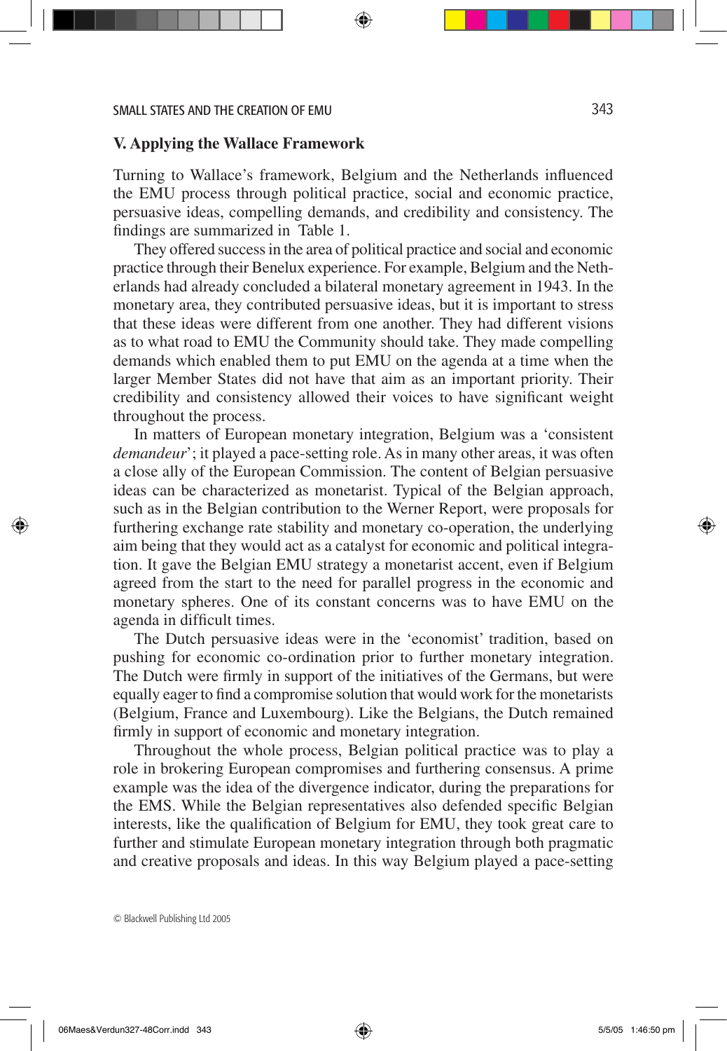## V. Applying the Wallace Framework

Turning to Wallace's framework, Belgium and the Netherlands influenced the EMU process through political practice, social and economic practice, persuasive ideas, compelling demands, and credibility and consistency. The findings are summarized in Table 1.

They offered success in the area of political practice and social and economic practice through their Benelux experience. For example, Belgium and the Netherlands had already concluded a bilateral monetary agreement in 1943. In the monetary area, they contributed persuasive ideas, but it is important to stress that these ideas were different from one another. They had different visions as to what road to EMU the Community should take. They made compelling demands which enabled them to put EMU on the agenda at a time when the larger Member States did not have that aim as an important priority. Their credibility and consistency allowed their voices to have significant weight throughout the process.

In matters of European monetary integration, Belgium was a 'consistent *demandeur*'; it played a pace-setting role. As in many other areas, it was often a close ally of the European Commission. The content of Belgian persuasive ideas can be characterized as monetarist. Typical of the Belgian approach, such as in the Belgian contribution to the Werner Report, were proposals for furthering exchange rate stability and monetary co-operation, the underlying aim being that they would act as a catalyst for economic and political integration. It gave the Belgian EMU strategy a monetarist accent, even if Belgium agreed from the start to the need for parallel progress in the economic and monetary spheres. One of its constant concerns was to have EMU on the agenda in difficult times.

The Dutch persuasive ideas were in the 'economist' tradition, based on pushing for economic co-ordination prior to further monetary integration. The Dutch were firmly in support of the initiatives of the Germans, but were equally eager to find a compromise solution that would work for the monetarists (Belgium, France and Luxembourg). Like the Belgians, the Dutch remained firmly in support of economic and monetary integration.

Throughout the whole process, Belgian political practice was to play a role in brokering European compromises and furthering consensus. A prime example was the idea of the divergence indicator, during the preparations for the EMS. While the Belgian representatives also defended specific Belgian interests, like the qualification of Belgium for EMU, they took great care to further and stimulate European monetary integration through both pragmatic and creative proposals and ideas. In this way Belgium played a pace-setting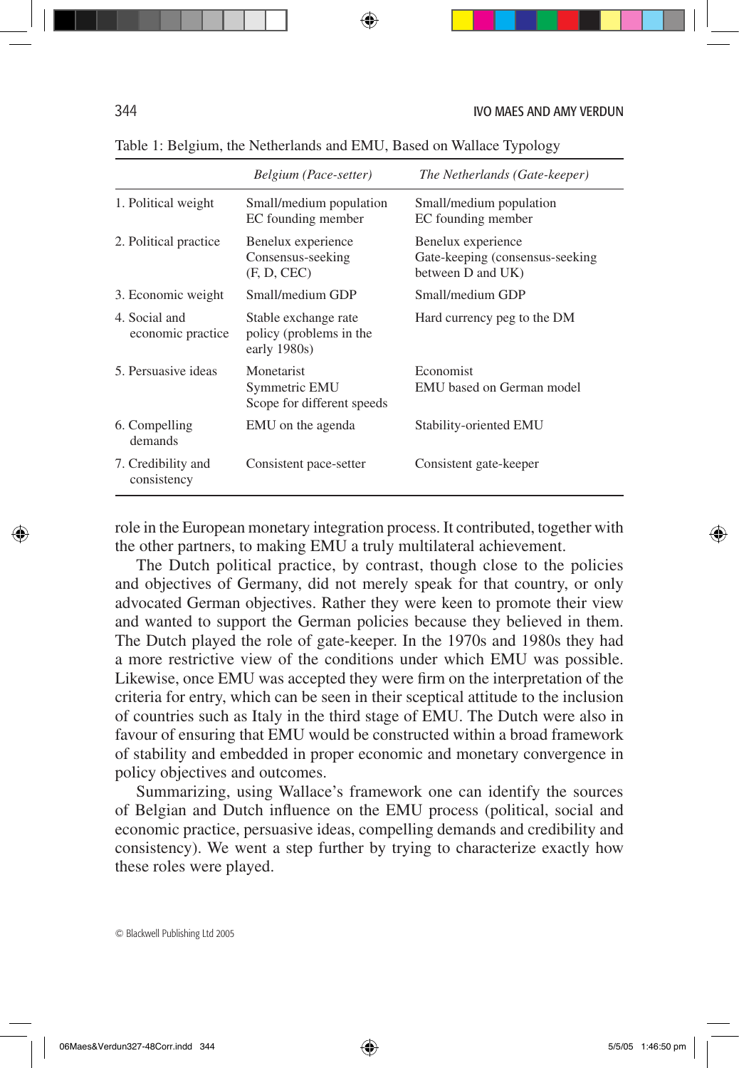Table 1: Belgium, the Netherlands and EMU, Based on Wallace Typology

| | *Belgium (Pace-setter)* | *The Netherlands (Gate-keeper)* |
|---|---|---|
| 1. Political weight | Small/medium population<br>EC founding member | Small/medium population<br>EC founding member |
| 2. Political practice | Benelux experience<br>Consensus-seeking<br>(F, D, CEC) | Benelux experience<br>Gate-keeping (consensus-seeking between D and UK) |
| 3. Economic weight | Small/medium GDP | Small/medium GDP |
| 4. Social and economic practice | Stable exchange rate policy (problems in the early 1980s) | Hard currency peg to the DM |
| 5. Persuasive ideas | Monetarist<br>Symmetric EMU<br>Scope for different speeds | Economist<br>EMU based on German model |
| 6. Compelling demands | EMU on the agenda | Stability-oriented EMU |
| 7. Credibility and consistency | Consistent pace-setter | Consistent gate-keeper |

role in the European monetary integration process. It contributed, together with the other partners, to making EMU a truly multilateral achievement.

The Dutch political practice, by contrast, though close to the policies and objectives of Germany, did not merely speak for that country, or only advocated German objectives. Rather they were keen to promote their view and wanted to support the German policies because they believed in them. The Dutch played the role of gate-keeper. In the 1970s and 1980s they had a more restrictive view of the conditions under which EMU was possible. Likewise, once EMU was accepted they were firm on the interpretation of the criteria for entry, which can be seen in their sceptical attitude to the inclusion of countries such as Italy in the third stage of EMU. The Dutch were also in favour of ensuring that EMU would be constructed within a broad framework of stability and embedded in proper economic and monetary convergence in policy objectives and outcomes.

Summarizing, using Wallace's framework one can identify the sources of Belgian and Dutch influence on the EMU process (political, social and economic practice, persuasive ideas, compelling demands and credibility and consistency). We went a step further by trying to characterize exactly how these roles were played.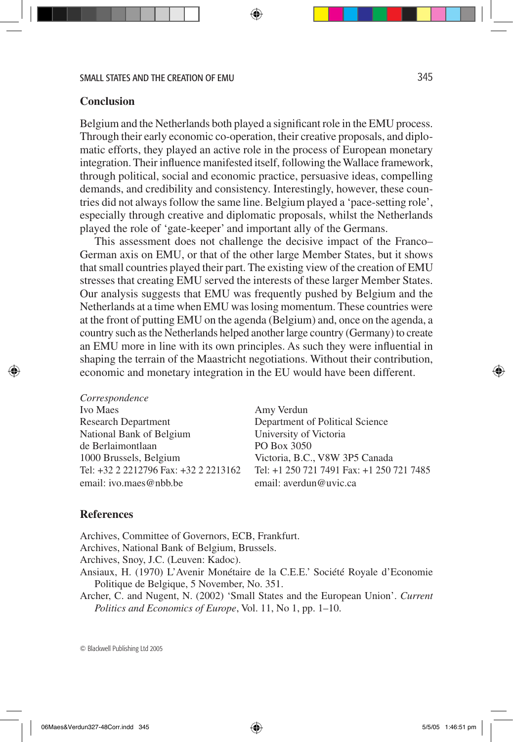## Conclusion

Belgium and the Netherlands both played a significant role in the EMU process. Through their early economic co-operation, their creative proposals, and diplomatic efforts, they played an active role in the process of European monetary integration. Their influence manifested itself, following the Wallace framework, through political, social and economic practice, persuasive ideas, compelling demands, and credibility and consistency. Interestingly, however, these countries did not always follow the same line. Belgium played a 'pace-setting role', especially through creative and diplomatic proposals, whilst the Netherlands played the role of 'gate-keeper' and important ally of the Germans.

This assessment does not challenge the decisive impact of the Franco–German axis on EMU, or that of the other large Member States, but it shows that small countries played their part. The existing view of the creation of EMU stresses that creating EMU served the interests of these larger Member States. Our analysis suggests that EMU was frequently pushed by Belgium and the Netherlands at a time when EMU was losing momentum. These countries were at the front of putting EMU on the agenda (Belgium) and, once on the agenda, a country such as the Netherlands helped another large country (Germany) to create an EMU more in line with its own principles. As such they were influential in shaping the terrain of the Maastricht negotiations. Without their contribution, economic and monetary integration in the EU would have been different.

*Correspondence*

Ivo Maes
Research Department
National Bank of Belgium
de Berlaimontlaan
1000 Brussels, Belgium
Tel: +32 2 2212796 Fax: +32 2 2213162
email: ivo.maes@nbb.be

Amy Verdun
Department of Political Science
University of Victoria
PO Box 3050
Victoria, B.C., V8W 3P5 Canada
Tel: +1 250 721 7491 Fax: +1 250 721 7485
email: averdun@uvic.ca

## References

Archives, Committee of Governors, ECB, Frankfurt.

Archives, National Bank of Belgium, Brussels.

Archives, Snoy, J.C. (Leuven: Kadoc).

Ansiaux, H. (1970) L'Avenir Monétaire de la C.E.E.' Société Royale d'Economie Politique de Belgique, 5 November, No. 351.

Archer, C. and Nugent, N. (2002) 'Small States and the European Union'. *Current Politics and Economics of Europe*, Vol. 11, No 1, pp. 1–10.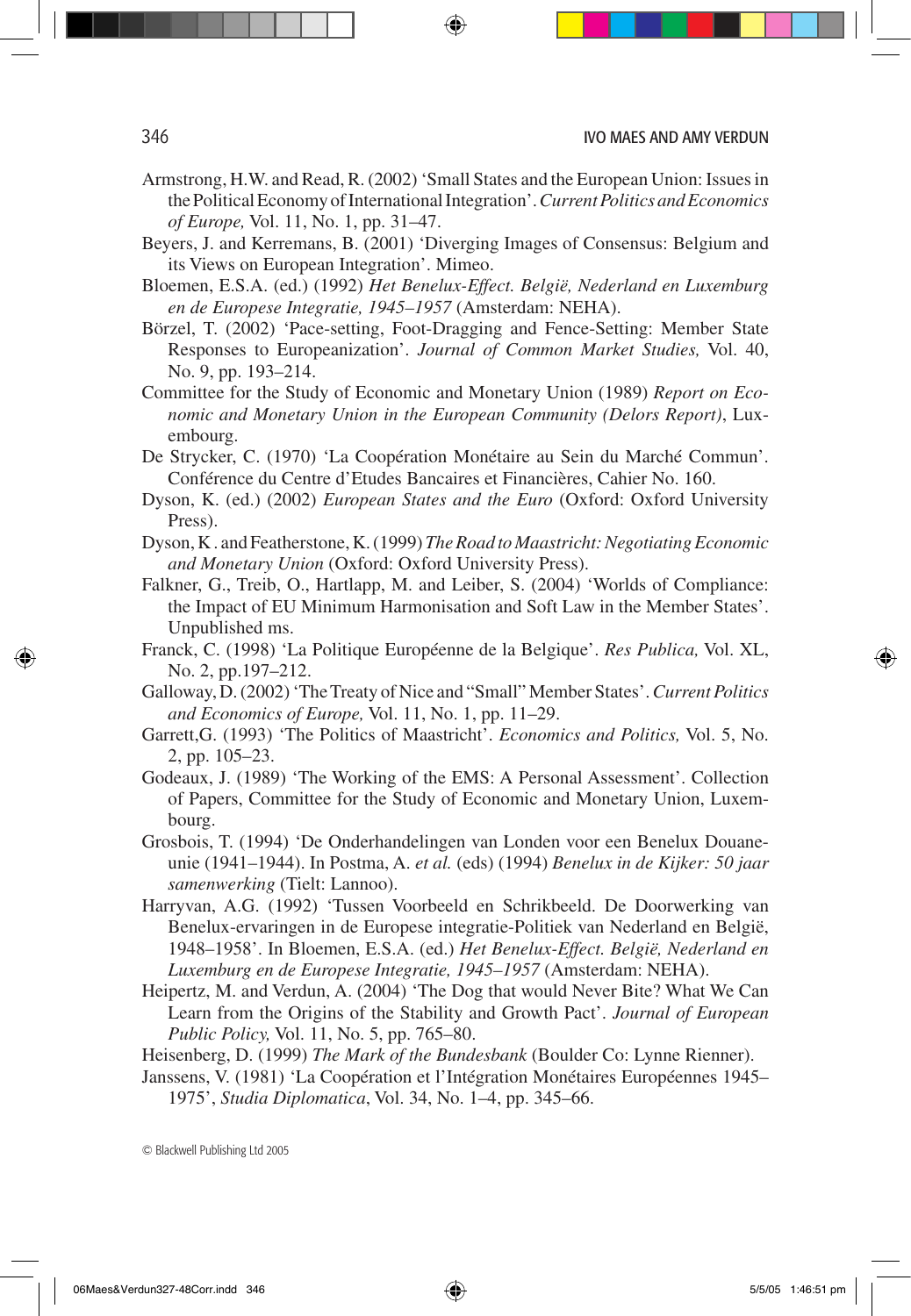Armstrong, H.W. and Read, R. (2002) 'Small States and the European Union: Issues in the Political Economy of International Integration'. *Current Politics and Economics of Europe,* Vol. 11, No. 1, pp. 31–47.

Beyers, J. and Kerremans, B. (2001) 'Diverging Images of Consensus: Belgium and its Views on European Integration'. Mimeo.

Bloemen, E.S.A. (ed.) (1992) *Het Benelux-Effect. België, Nederland en Luxemburg en de Europese Integratie, 1945–1957* (Amsterdam: NEHA).

Börzel, T. (2002) 'Pace-setting, Foot-Dragging and Fence-Setting: Member State Responses to Europeanization'. *Journal of Common Market Studies,* Vol. 40, No. 9, pp. 193–214.

Committee for the Study of Economic and Monetary Union (1989) *Report on Economic and Monetary Union in the European Community (Delors Report)*, Luxembourg.

De Strycker, C. (1970) 'La Coopération Monétaire au Sein du Marché Commun'. Conférence du Centre d'Etudes Bancaires et Financières, Cahier No. 160.

Dyson, K. (ed.) (2002) *European States and the Euro* (Oxford: Oxford University Press).

Dyson, K . and Featherstone, K. (1999) *The Road to Maastricht: Negotiating Economic and Monetary Union* (Oxford: Oxford University Press).

Falkner, G., Treib, O., Hartlapp, M. and Leiber, S. (2004) 'Worlds of Compliance: the Impact of EU Minimum Harmonisation and Soft Law in the Member States'. Unpublished ms.

Franck, C. (1998) 'La Politique Européenne de la Belgique'. *Res Publica,* Vol. XL, No. 2, pp.197–212.

Galloway, D. (2002) 'The Treaty of Nice and "Small" Member States'. *Current Politics and Economics of Europe,* Vol. 11, No. 1, pp. 11–29.

Garrett,G. (1993) 'The Politics of Maastricht'. *Economics and Politics,* Vol. 5, No. 2, pp. 105–23.

Godeaux, J. (1989) 'The Working of the EMS: A Personal Assessment'. Collection of Papers, Committee for the Study of Economic and Monetary Union, Luxembourg.

Grosbois, T. (1994) 'De Onderhandelingen van Londen voor een Benelux Douaneunie (1941–1944). In Postma, A. *et al.* (eds) (1994) *Benelux in de Kijker: 50 jaar samenwerking* (Tielt: Lannoo).

Harryvan, A.G. (1992) 'Tussen Voorbeeld en Schrikbeeld. De Doorwerking van Benelux-ervaringen in de Europese integratie-Politiek van Nederland en België, 1948–1958'. In Bloemen, E.S.A. (ed.) *Het Benelux-Effect. België, Nederland en Luxemburg en de Europese Integratie, 1945–1957* (Amsterdam: NEHA).

Heipertz, M. and Verdun, A. (2004) 'The Dog that would Never Bite? What We Can Learn from the Origins of the Stability and Growth Pact'. *Journal of European Public Policy,* Vol. 11, No. 5, pp. 765–80.

Heisenberg, D. (1999) *The Mark of the Bundesbank* (Boulder Co: Lynne Rienner).

Janssens, V. (1981) 'La Coopération et l'Intégration Monétaires Européennes 1945–1975', *Studia Diplomatica*, Vol. 34, No. 1–4, pp. 345–66.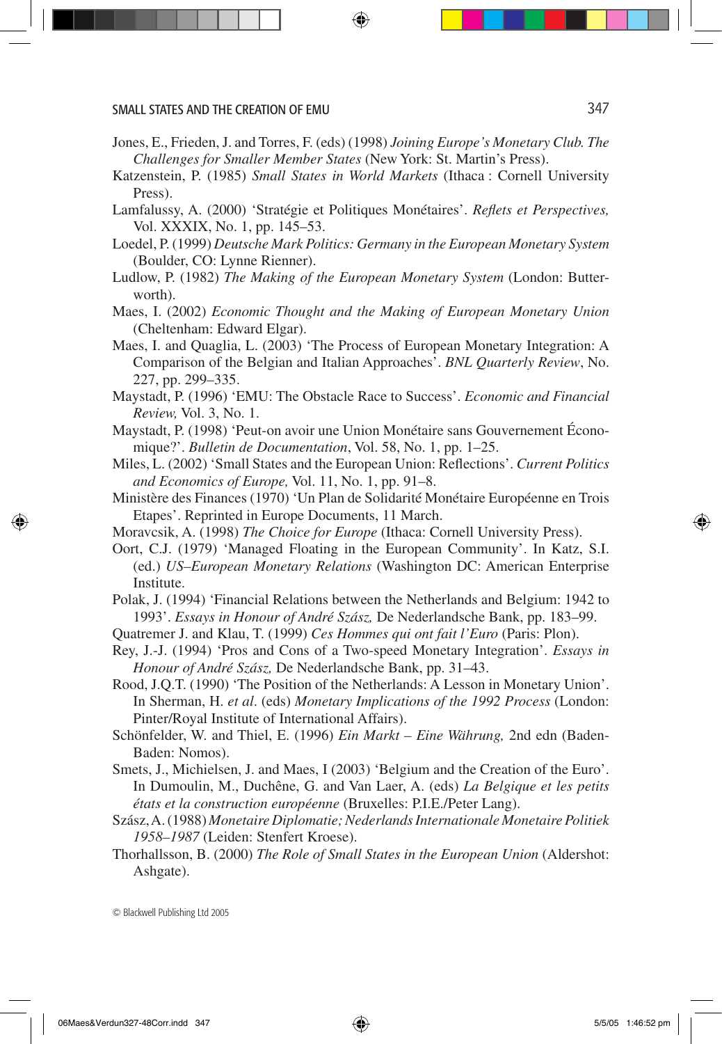Jones, E., Frieden, J. and Torres, F. (eds) (1998) *Joining Europe's Monetary Club. The Challenges for Smaller Member States* (New York: St. Martin's Press).

Katzenstein, P. (1985) *Small States in World Markets* (Ithaca : Cornell University Press).

Lamfalussy, A. (2000) 'Stratégie et Politiques Monétaires'. *Reflets et Perspectives,* Vol. XXXIX, No. 1, pp. 145–53.

Loedel, P. (1999) *Deutsche Mark Politics: Germany in the European Monetary System* (Boulder, CO: Lynne Rienner).

Ludlow, P. (1982) *The Making of the European Monetary System* (London: Butterworth).

Maes, I. (2002) *Economic Thought and the Making of European Monetary Union* (Cheltenham: Edward Elgar).

Maes, I. and Quaglia, L. (2003) 'The Process of European Monetary Integration: A Comparison of the Belgian and Italian Approaches'. *BNL Quarterly Review*, No. 227, pp. 299–335.

Maystadt, P. (1996) 'EMU: The Obstacle Race to Success'. *Economic and Financial Review,* Vol. 3, No. 1.

Maystadt, P. (1998) 'Peut-on avoir une Union Monétaire sans Gouvernement Économique?'. *Bulletin de Documentation*, Vol. 58, No. 1, pp. 1–25.

Miles, L. (2002) 'Small States and the European Union: Reflections'. *Current Politics and Economics of Europe,* Vol. 11, No. 1, pp. 91–8.

Ministère des Finances (1970) 'Un Plan de Solidarité Monétaire Européenne en Trois Etapes'. Reprinted in Europe Documents, 11 March.

Moravcsik, A. (1998) *The Choice for Europe* (Ithaca: Cornell University Press).

Oort, C.J. (1979) 'Managed Floating in the European Community'. In Katz, S.I. (ed.) *US–European Monetary Relations* (Washington DC: American Enterprise Institute.

Polak, J. (1994) 'Financial Relations between the Netherlands and Belgium: 1942 to 1993'. *Essays in Honour of André Szász,* De Nederlandsche Bank, pp. 183–99.

Quatremer J. and Klau, T. (1999) *Ces Hommes qui ont fait l'Euro* (Paris: Plon).

Rey, J.-J. (1994) 'Pros and Cons of a Two-speed Monetary Integration'. *Essays in Honour of André Szász,* De Nederlandsche Bank, pp. 31–43.

Rood, J.Q.T. (1990) 'The Position of the Netherlands: A Lesson in Monetary Union'. In Sherman, H. *et al.* (eds) *Monetary Implications of the 1992 Process* (London: Pinter/Royal Institute of International Affairs).

Schönfelder, W. and Thiel, E. (1996) *Ein Markt – Eine Währung,* 2nd edn (Baden-Baden: Nomos).

Smets, J., Michielsen, J. and Maes, I (2003) 'Belgium and the Creation of the Euro'. In Dumoulin, M., Duchêne, G. and Van Laer, A. (eds) *La Belgique et les petits états et la construction européenne* (Bruxelles: P.I.E./Peter Lang).

Szász, A. (1988) *Monetaire Diplomatie; Nederlands Internationale Monetaire Politiek 1958–1987* (Leiden: Stenfert Kroese).

Thorhallsson, B. (2000) *The Role of Small States in the European Union* (Aldershot: Ashgate).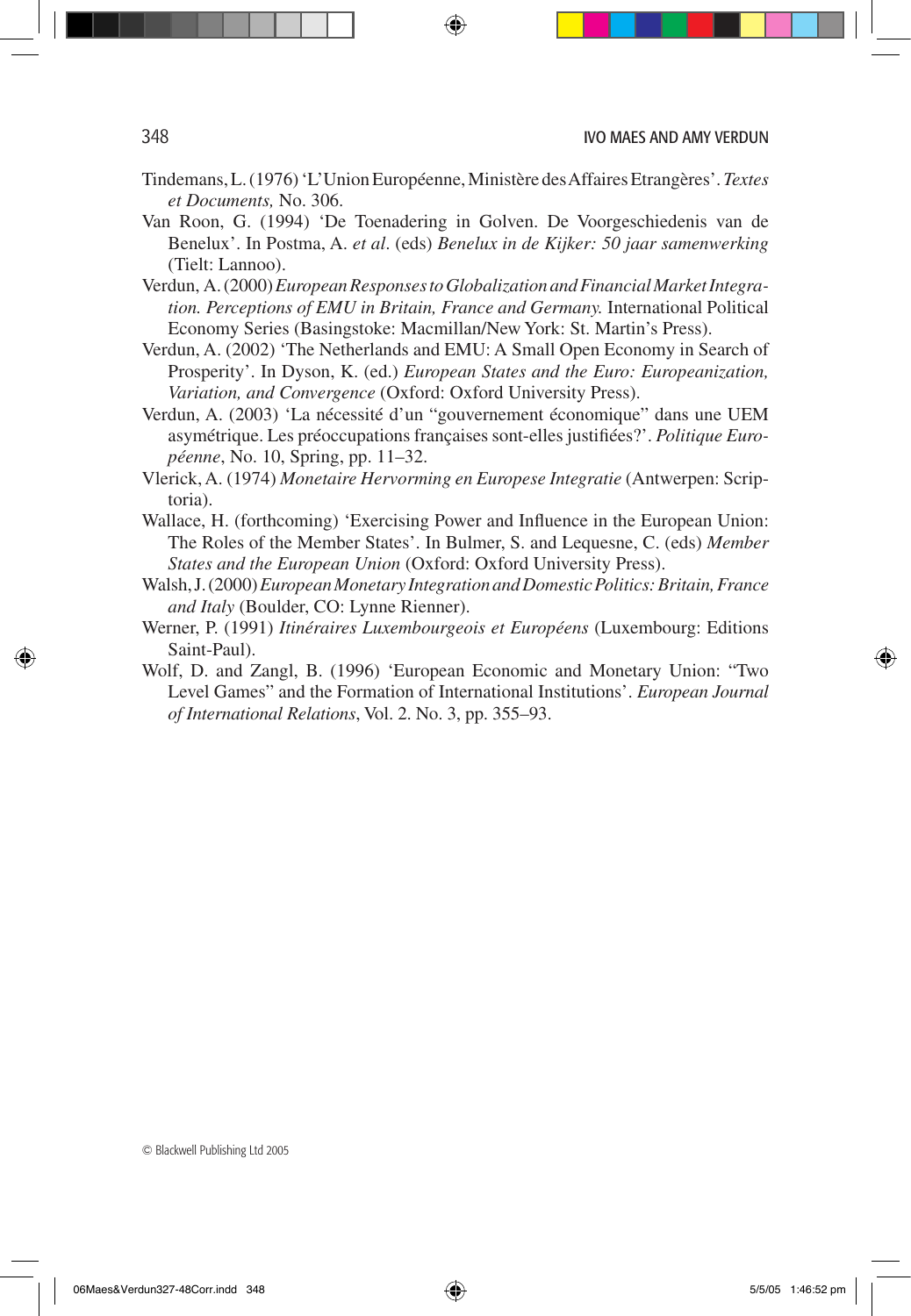Tindemans, L. (1976) 'L'Union Européenne, Ministère des Affaires Etrangères'. *Textes et Documents,* No. 306.

Van Roon, G. (1994) 'De Toenadering in Golven. De Voorgeschiedenis van de Benelux'. In Postma, A. *et al*. (eds) *Benelux in de Kijker: 50 jaar samenwerking* (Tielt: Lannoo).

Verdun, A. (2000) *European Responses to Globalization and Financial Market Integration. Perceptions of EMU in Britain, France and Germany.* International Political Economy Series (Basingstoke: Macmillan/New York: St. Martin's Press).

Verdun, A. (2002) 'The Netherlands and EMU: A Small Open Economy in Search of Prosperity'. In Dyson, K. (ed.) *European States and the Euro: Europeanization, Variation, and Convergence* (Oxford: Oxford University Press).

Verdun, A. (2003) 'La nécessité d'un "gouvernement économique" dans une UEM asymétrique. Les préoccupations françaises sont-elles justifiées?'. *Politique Européenne*, No. 10, Spring, pp. 11–32.

Vlerick, A. (1974) *Monetaire Hervorming en Europese Integratie* (Antwerpen: Scriptoria).

Wallace, H. (forthcoming) 'Exercising Power and Influence in the European Union: The Roles of the Member States'. In Bulmer, S. and Lequesne, C. (eds) *Member States and the European Union* (Oxford: Oxford University Press).

Walsh, J. (2000) *European Monetary Integration and Domestic Politics: Britain, France and Italy* (Boulder, CO: Lynne Rienner).

Werner, P. (1991) *Itinéraires Luxembourgeois et Européens* (Luxembourg: Editions Saint-Paul).

Wolf, D. and Zangl, B. (1996) 'European Economic and Monetary Union: "Two Level Games" and the Formation of International Institutions'. *European Journal of International Relations*, Vol. 2. No. 3, pp. 355–93.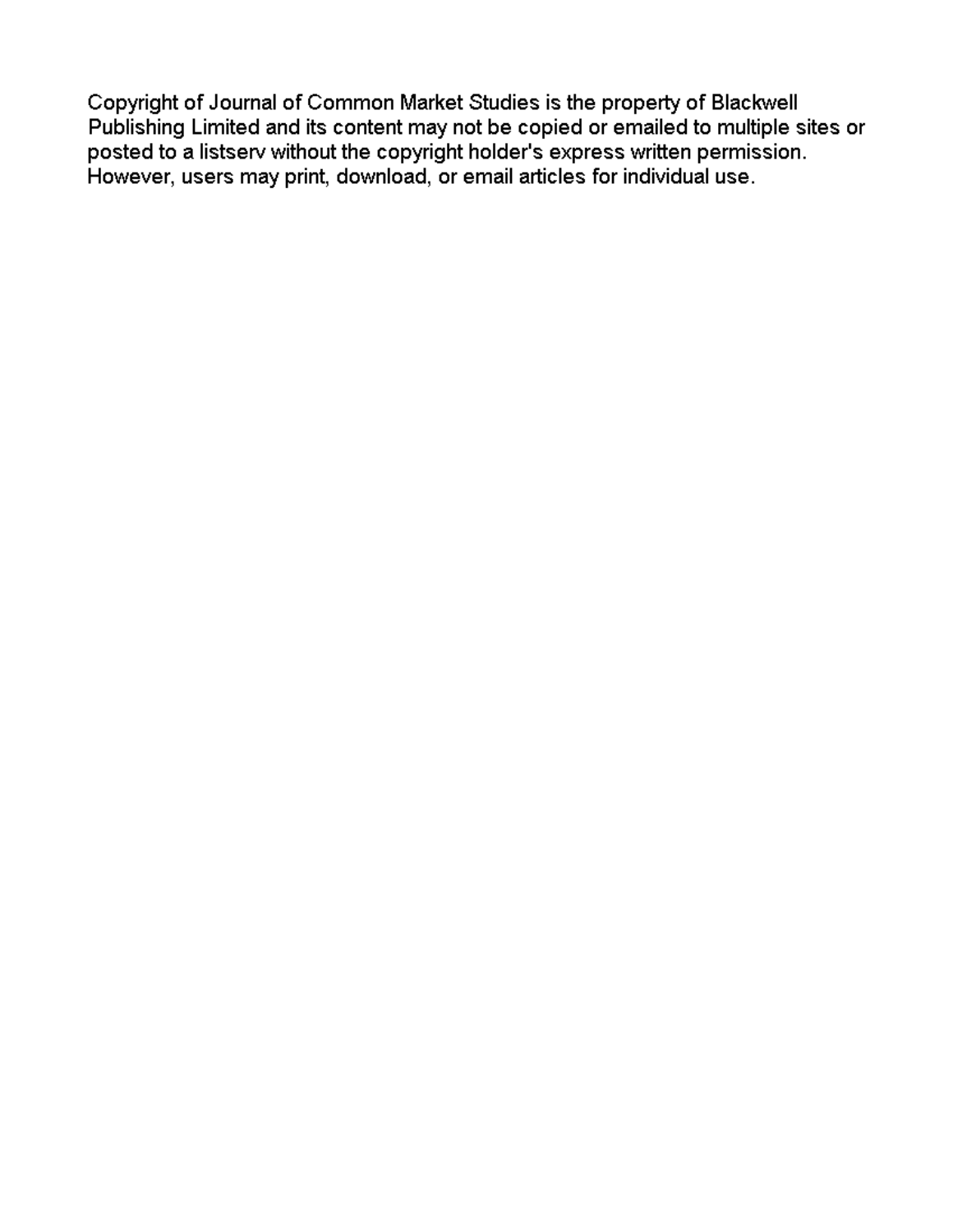Copyright of Journal of Common Market Studies is the property of Blackwell Publishing Limited and its content may not be copied or emailed to multiple sites or posted to a listserv without the copyright holder's express written permission. However, users may print, download, or email articles for individual use.